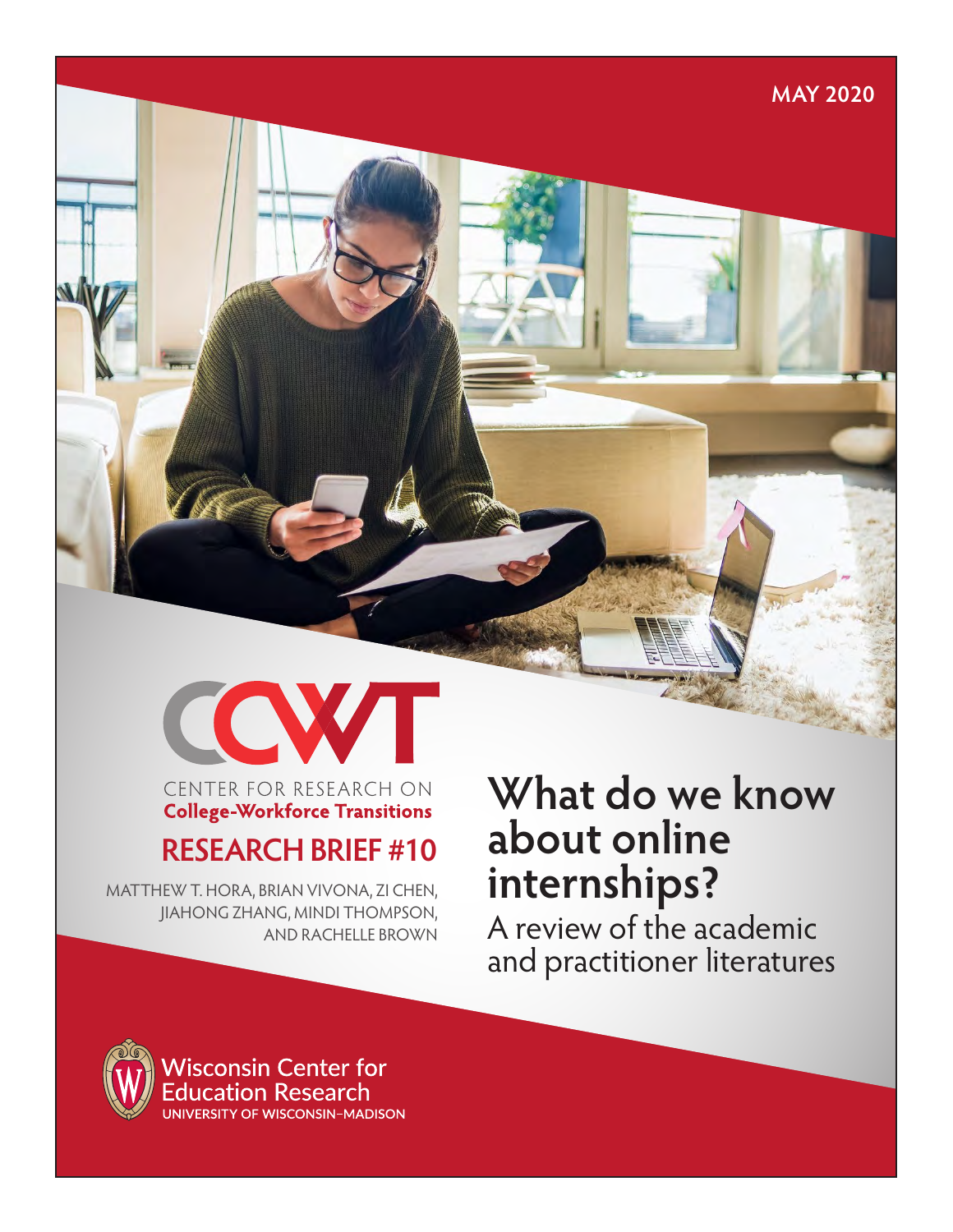MAY 2020

CCWT

CENTER FOR RESEARCH ON
**College-Workforce Transitions**

## RESEARCH BRIEF #10

MATTHEW T. HORA, BRIAN VIVONA, ZI CHEN, JIAHONG ZHANG, MINDI THOMPSON, AND RACHELLE BROWN

# What do we know about online internships?

## A review of the academic and practitioner literatures

Wisconsin Center for Education Research
UNIVERSITY OF WISCONSIN–MADISON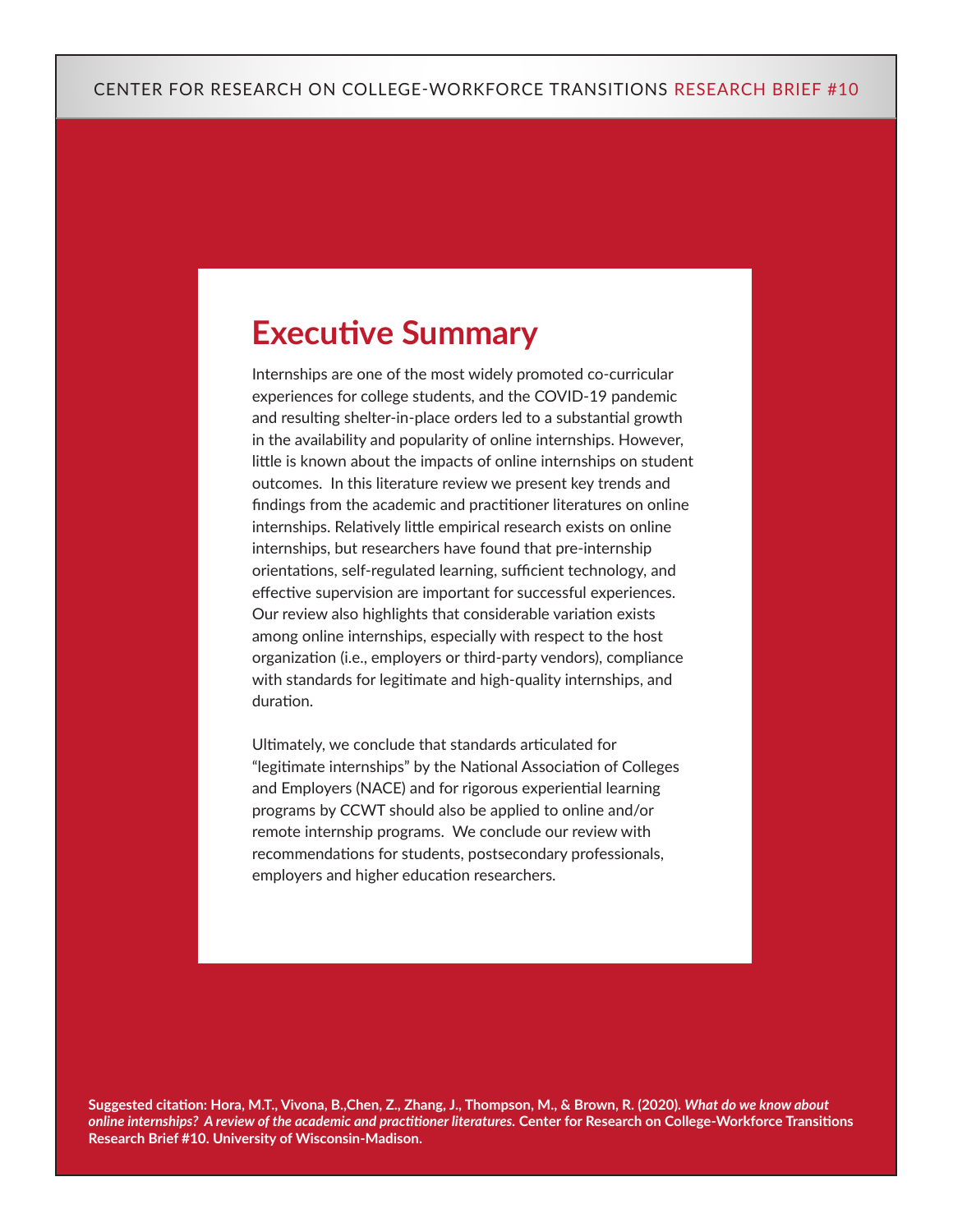# Executive Summary

Internships are one of the most widely promoted co-curricular experiences for college students, and the COVID-19 pandemic and resulting shelter-in-place orders led to a substantial growth in the availability and popularity of online internships. However, little is known about the impacts of online internships on student outcomes. In this literature review we present key trends and findings from the academic and practitioner literatures on online internships. Relatively little empirical research exists on online internships, but researchers have found that pre-internship orientations, self-regulated learning, sufficient technology, and effective supervision are important for successful experiences. Our review also highlights that considerable variation exists among online internships, especially with respect to the host organization (i.e., employers or third-party vendors), compliance with standards for legitimate and high-quality internships, and duration.

Ultimately, we conclude that standards articulated for "legitimate internships" by the National Association of Colleges and Employers (NACE) and for rigorous experiential learning programs by CCWT should also be applied to online and/or remote internship programs. We conclude our review with recommendations for students, postsecondary professionals, employers and higher education researchers.

**Suggested citation: Hora, M.T., Vivona, B.,Chen, Z., Zhang, J., Thompson, M., & Brown, R. (2020). *What do we know about online internships? A review of the academic and practitioner literatures.* Center for Research on College-Workforce Transitions Research Brief #10. University of Wisconsin-Madison.**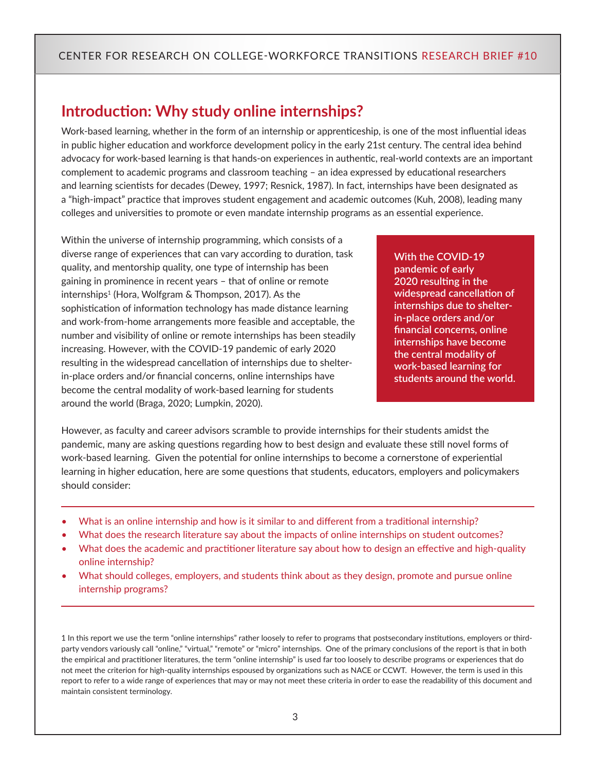## Introduction: Why study online internships?

Work-based learning, whether in the form of an internship or apprenticeship, is one of the most influential ideas in public higher education and workforce development policy in the early 21st century. The central idea behind advocacy for work-based learning is that hands-on experiences in authentic, real-world contexts are an important complement to academic programs and classroom teaching – an idea expressed by educational researchers and learning scientists for decades (Dewey, 1997; Resnick, 1987). In fact, internships have been designated as a "high-impact" practice that improves student engagement and academic outcomes (Kuh, 2008), leading many colleges and universities to promote or even mandate internship programs as an essential experience.

Within the universe of internship programming, which consists of a diverse range of experiences that can vary according to duration, task quality, and mentorship quality, one type of internship has been gaining in prominence in recent years – that of online or remote internships[1] (Hora, Wolfgram & Thompson, 2017). As the sophistication of information technology has made distance learning and work-from-home arrangements more feasible and acceptable, the number and visibility of online or remote internships has been steadily increasing. However, with the COVID-19 pandemic of early 2020 resulting in the widespread cancellation of internships due to shelter-in-place orders and/or financial concerns, online internships have become the central modality of work-based learning for students around the world (Braga, 2020; Lumpkin, 2020).

> **With the COVID-19 pandemic of early 2020 resulting in the widespread cancellation of internships due to shelter-in-place orders and/or financial concerns, online internships have become the central modality of work-based learning for students around the world.**

However, as faculty and career advisors scramble to provide internships for their students amidst the pandemic, many are asking questions regarding how to best design and evaluate these still novel forms of work-based learning. Given the potential for online internships to become a cornerstone of experiential learning in higher education, here are some questions that students, educators, employers and policymakers should consider:

- What is an online internship and how is it similar to and different from a traditional internship?
- What does the research literature say about the impacts of online internships on student outcomes?
- What does the academic and practitioner literature say about how to design an effective and high-quality online internship?
- What should colleges, employers, and students think about as they design, promote and pursue online internship programs?

---

1 In this report we use the term "online internships" rather loosely to refer to programs that postsecondary institutions, employers or third-party vendors variously call "online," "virtual," "remote" or "micro" internships. One of the primary conclusions of the report is that in both the empirical and practitioner literatures, the term "online internship" is used far too loosely to describe programs or experiences that do not meet the criterion for high-quality internships espoused by organizations such as NACE or CCWT. However, the term is used in this report to refer to a wide range of experiences that may or may not meet these criteria in order to ease the readability of this document and maintain consistent terminology.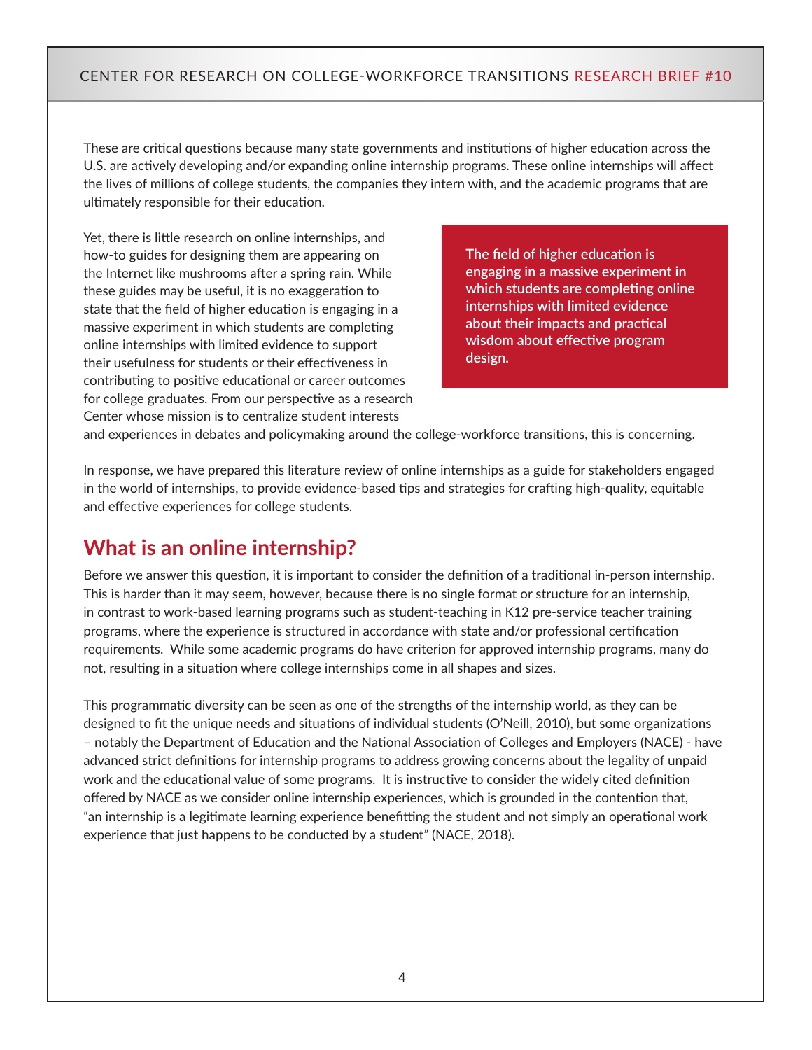These are critical questions because many state governments and institutions of higher education across the U.S. are actively developing and/or expanding online internship programs. These online internships will affect the lives of millions of college students, the companies they intern with, and the academic programs that are ultimately responsible for their education.

Yet, there is little research on online internships, and how-to guides for designing them are appearing on the Internet like mushrooms after a spring rain. While these guides may be useful, it is no exaggeration to state that the field of higher education is engaging in a massive experiment in which students are completing online internships with limited evidence to support their usefulness for students or their effectiveness in contributing to positive educational or career outcomes for college graduates. From our perspective as a research Center whose mission is to centralize student interests and experiences in debates and policymaking around the college-workforce transitions, this is concerning.

> **The field of higher education is engaging in a massive experiment in which students are completing online internships with limited evidence about their impacts and practical wisdom about effective program design.**

In response, we have prepared this literature review of online internships as a guide for stakeholders engaged in the world of internships, to provide evidence-based tips and strategies for crafting high-quality, equitable and effective experiences for college students.

## What is an online internship?

Before we answer this question, it is important to consider the definition of a traditional in-person internship. This is harder than it may seem, however, because there is no single format or structure for an internship, in contrast to work-based learning programs such as student-teaching in K12 pre-service teacher training programs, where the experience is structured in accordance with state and/or professional certification requirements. While some academic programs do have criterion for approved internship programs, many do not, resulting in a situation where college internships come in all shapes and sizes.

This programmatic diversity can be seen as one of the strengths of the internship world, as they can be designed to fit the unique needs and situations of individual students (O'Neill, 2010), but some organizations – notably the Department of Education and the National Association of Colleges and Employers (NACE) - have advanced strict definitions for internship programs to address growing concerns about the legality of unpaid work and the educational value of some programs. It is instructive to consider the widely cited definition offered by NACE as we consider online internship experiences, which is grounded in the contention that, "an internship is a legitimate learning experience benefitting the student and not simply an operational work experience that just happens to be conducted by a student" (NACE, 2018).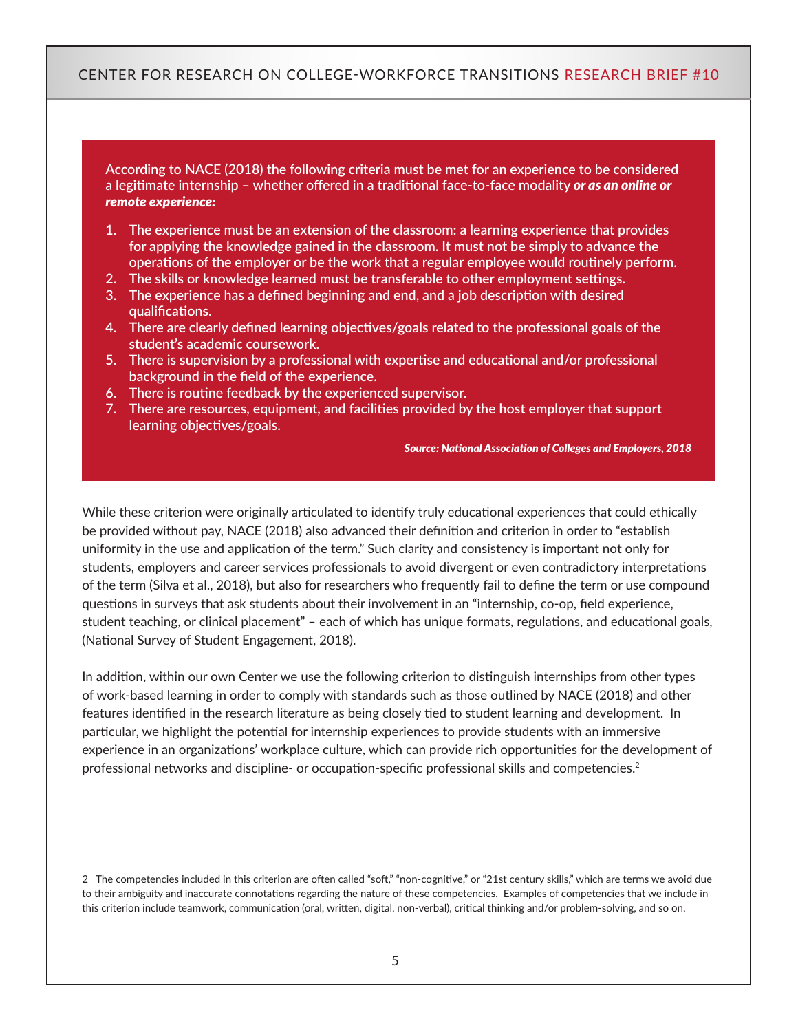**According to NACE (2018) the following criteria must be met for an experience to be considered a legitimate internship – whether offered in a traditional face-to-face modality *or as an online or remote experience:***

1. **The experience must be an extension of the classroom: a learning experience that provides for applying the knowledge gained in the classroom. It must not be simply to advance the operations of the employer or be the work that a regular employee would routinely perform.**
2. **The skills or knowledge learned must be transferable to other employment settings.**
3. **The experience has a defined beginning and end, and a job description with desired qualifications.**
4. **There are clearly defined learning objectives/goals related to the professional goals of the student's academic coursework.**
5. **There is supervision by a professional with expertise and educational and/or professional background in the field of the experience.**
6. **There is routine feedback by the experienced supervisor.**
7. **There are resources, equipment, and facilities provided by the host employer that support learning objectives/goals.**

***Source: National Association of Colleges and Employers, 2018***

While these criterion were originally articulated to identify truly educational experiences that could ethically be provided without pay, NACE (2018) also advanced their definition and criterion in order to "establish uniformity in the use and application of the term." Such clarity and consistency is important not only for students, employers and career services professionals to avoid divergent or even contradictory interpretations of the term (Silva et al., 2018), but also for researchers who frequently fail to define the term or use compound questions in surveys that ask students about their involvement in an "internship, co-op, field experience, student teaching, or clinical placement" – each of which has unique formats, regulations, and educational goals, (National Survey of Student Engagement, 2018).

In addition, within our own Center we use the following criterion to distinguish internships from other types of work-based learning in order to comply with standards such as those outlined by NACE (2018) and other features identified in the research literature as being closely tied to student learning and development. In particular, we highlight the potential for internship experiences to provide students with an immersive experience in an organizations' workplace culture, which can provide rich opportunities for the development of professional networks and discipline- or occupation-specific professional skills and competencies.[2]

2 The competencies included in this criterion are often called "soft," "non-cognitive," or "21st century skills," which are terms we avoid due to their ambiguity and inaccurate connotations regarding the nature of these competencies. Examples of competencies that we include in this criterion include teamwork, communication (oral, written, digital, non-verbal), critical thinking and/or problem-solving, and so on.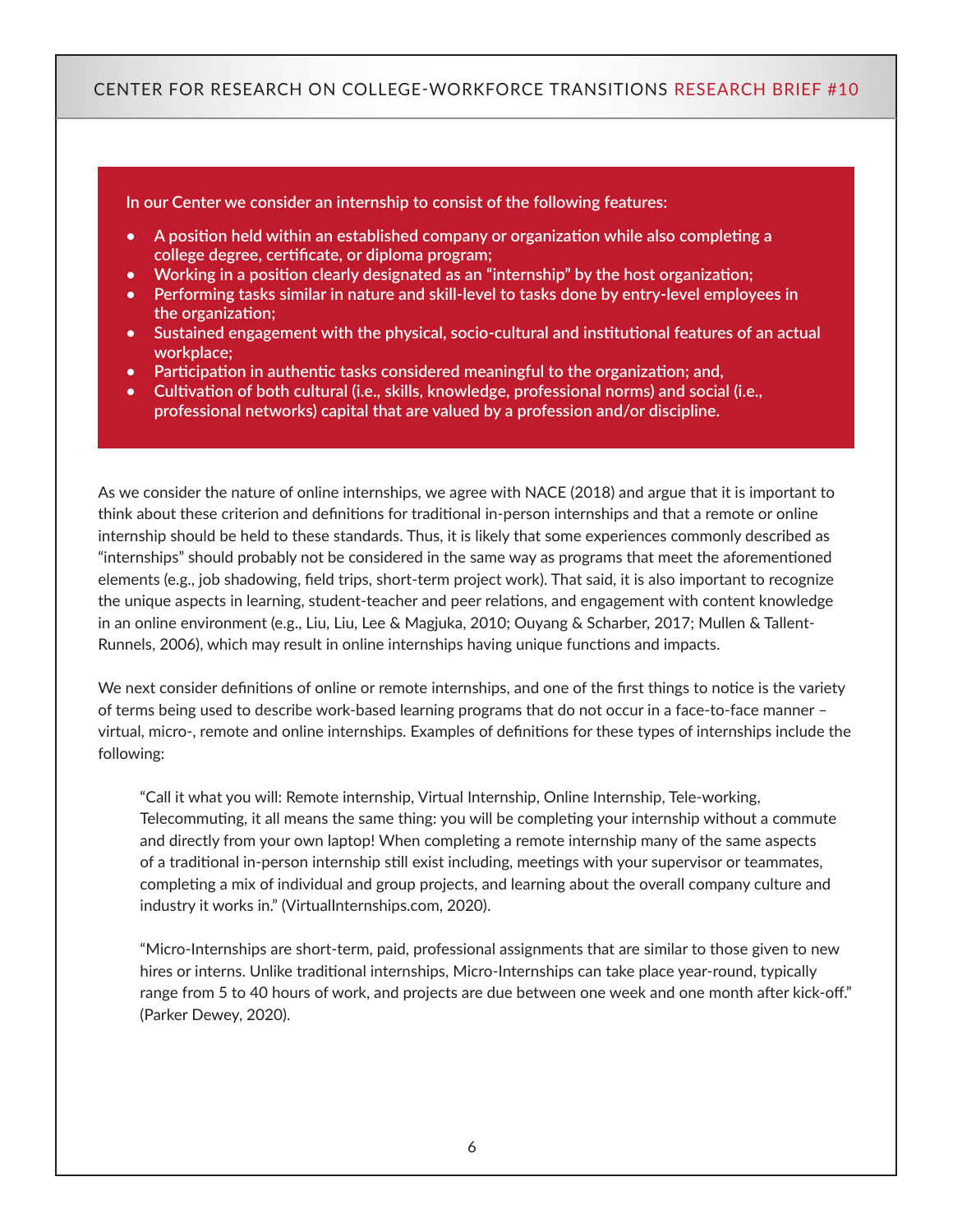**In our Center we consider an internship to consist of the following features:**

- **A position held within an established company or organization while also completing a college degree, certificate, or diploma program;**
- **Working in a position clearly designated as an "internship" by the host organization;**
- **Performing tasks similar in nature and skill-level to tasks done by entry-level employees in the organization;**
- **Sustained engagement with the physical, socio-cultural and institutional features of an actual workplace;**
- **Participation in authentic tasks considered meaningful to the organization; and,**
- **Cultivation of both cultural (i.e., skills, knowledge, professional norms) and social (i.e., professional networks) capital that are valued by a profession and/or discipline.**

As we consider the nature of online internships, we agree with NACE (2018) and argue that it is important to think about these criterion and definitions for traditional in-person internships and that a remote or online internship should be held to these standards. Thus, it is likely that some experiences commonly described as "internships" should probably not be considered in the same way as programs that meet the aforementioned elements (e.g., job shadowing, field trips, short-term project work). That said, it is also important to recognize the unique aspects in learning, student-teacher and peer relations, and engagement with content knowledge in an online environment (e.g., Liu, Liu, Lee & Magjuka, 2010; Ouyang & Scharber, 2017; Mullen & Tallent-Runnels, 2006), which may result in online internships having unique functions and impacts.

We next consider definitions of online or remote internships, and one of the first things to notice is the variety of terms being used to describe work-based learning programs that do not occur in a face-to-face manner – virtual, micro-, remote and online internships. Examples of definitions for these types of internships include the following:

> "Call it what you will: Remote internship, Virtual Internship, Online Internship, Tele-working, Telecommuting, it all means the same thing: you will be completing your internship without a commute and directly from your own laptop! When completing a remote internship many of the same aspects of a traditional in-person internship still exist including, meetings with your supervisor or teammates, completing a mix of individual and group projects, and learning about the overall company culture and industry it works in." (VirtualInternships.com, 2020).

> "Micro-Internships are short-term, paid, professional assignments that are similar to those given to new hires or interns. Unlike traditional internships, Micro-Internships can take place year-round, typically range from 5 to 40 hours of work, and projects are due between one week and one month after kick-off." (Parker Dewey, 2020).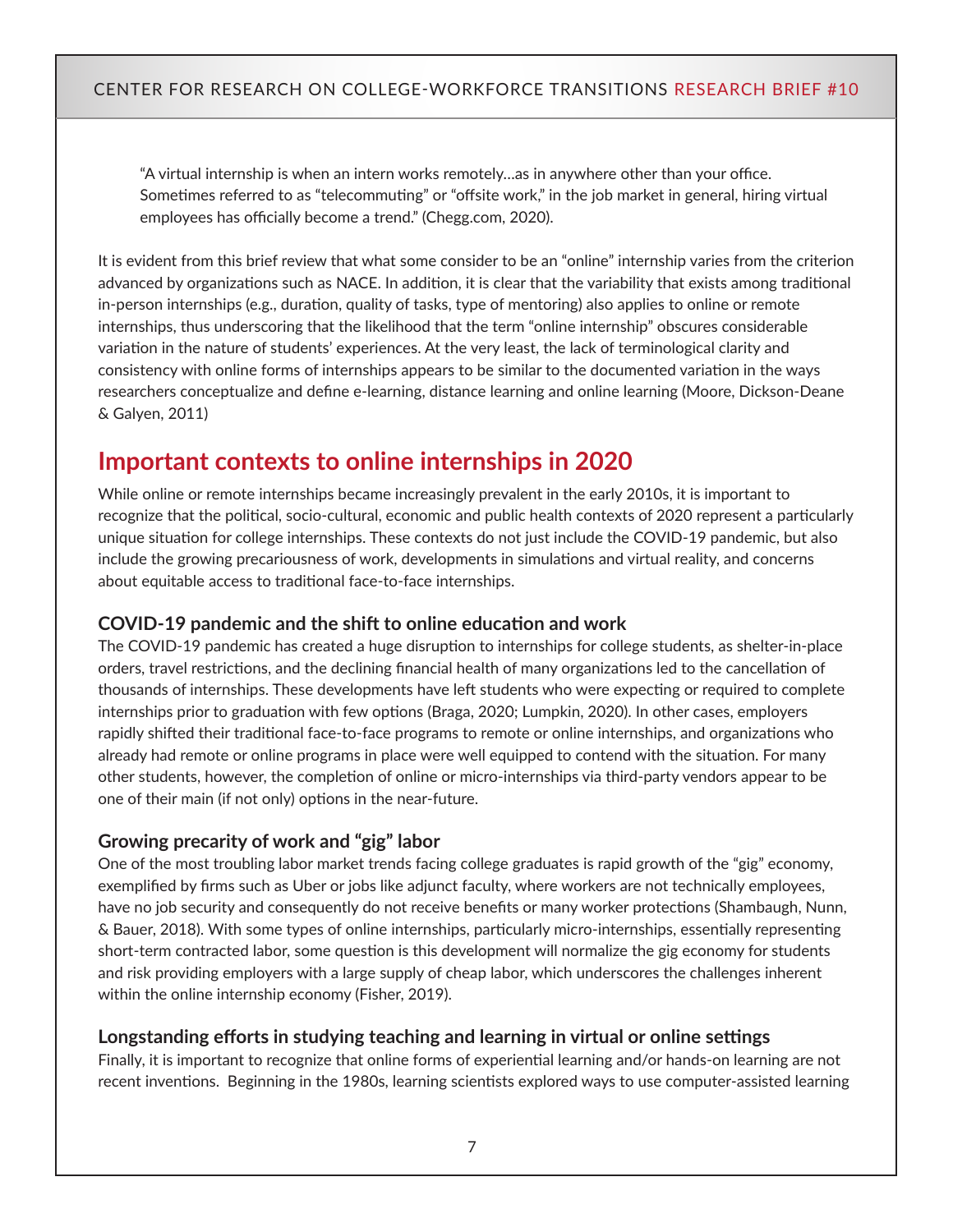> "A virtual internship is when an intern works remotely…as in anywhere other than your office. Sometimes referred to as "telecommuting" or "offsite work," in the job market in general, hiring virtual employees has officially become a trend." (Chegg.com, 2020).

It is evident from this brief review that what some consider to be an "online" internship varies from the criterion advanced by organizations such as NACE. In addition, it is clear that the variability that exists among traditional in-person internships (e.g., duration, quality of tasks, type of mentoring) also applies to online or remote internships, thus underscoring that the likelihood that the term "online internship" obscures considerable variation in the nature of students' experiences. At the very least, the lack of terminological clarity and consistency with online forms of internships appears to be similar to the documented variation in the ways researchers conceptualize and define e-learning, distance learning and online learning (Moore, Dickson-Deane & Galyen, 2011)

## Important contexts to online internships in 2020

While online or remote internships became increasingly prevalent in the early 2010s, it is important to recognize that the political, socio-cultural, economic and public health contexts of 2020 represent a particularly unique situation for college internships. These contexts do not just include the COVID-19 pandemic, but also include the growing precariousness of work, developments in simulations and virtual reality, and concerns about equitable access to traditional face-to-face internships.

### COVID-19 pandemic and the shift to online education and work

The COVID-19 pandemic has created a huge disruption to internships for college students, as shelter-in-place orders, travel restrictions, and the declining financial health of many organizations led to the cancellation of thousands of internships. These developments have left students who were expecting or required to complete internships prior to graduation with few options (Braga, 2020; Lumpkin, 2020). In other cases, employers rapidly shifted their traditional face-to-face programs to remote or online internships, and organizations who already had remote or online programs in place were well equipped to contend with the situation. For many other students, however, the completion of online or micro-internships via third-party vendors appear to be one of their main (if not only) options in the near-future.

### Growing precarity of work and "gig" labor

One of the most troubling labor market trends facing college graduates is rapid growth of the "gig" economy, exemplified by firms such as Uber or jobs like adjunct faculty, where workers are not technically employees, have no job security and consequently do not receive benefits or many worker protections (Shambaugh, Nunn, & Bauer, 2018). With some types of online internships, particularly micro-internships, essentially representing short-term contracted labor, some question is this development will normalize the gig economy for students and risk providing employers with a large supply of cheap labor, which underscores the challenges inherent within the online internship economy (Fisher, 2019).

### Longstanding efforts in studying teaching and learning in virtual or online settings

Finally, it is important to recognize that online forms of experiential learning and/or hands-on learning are not recent inventions. Beginning in the 1980s, learning scientists explored ways to use computer-assisted learning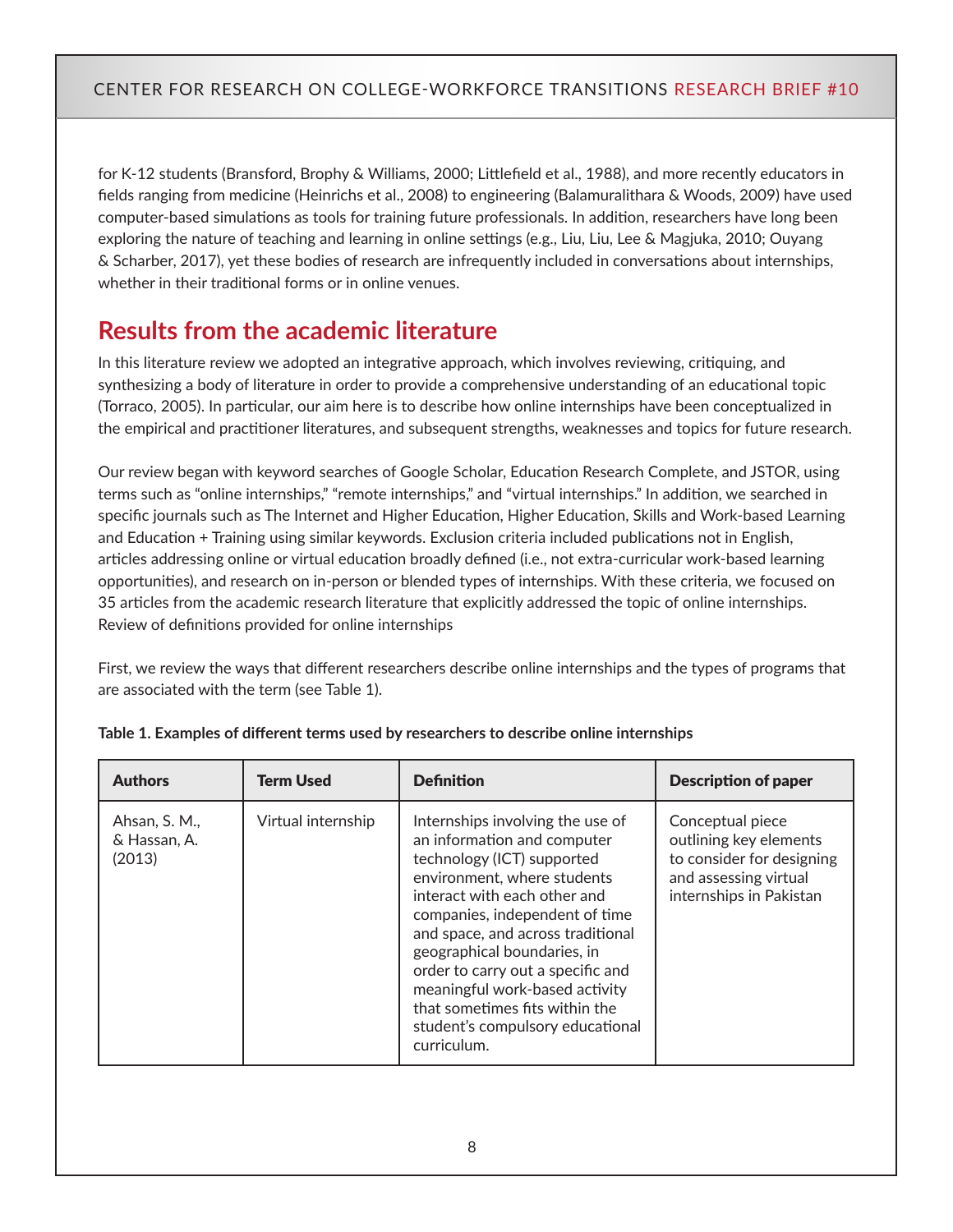for K-12 students (Bransford, Brophy & Williams, 2000; Littlefield et al., 1988), and more recently educators in fields ranging from medicine (Heinrichs et al., 2008) to engineering (Balamuralithara & Woods, 2009) have used computer-based simulations as tools for training future professionals. In addition, researchers have long been exploring the nature of teaching and learning in online settings (e.g., Liu, Liu, Lee & Magjuka, 2010; Ouyang & Scharber, 2017), yet these bodies of research are infrequently included in conversations about internships, whether in their traditional forms or in online venues.

## Results from the academic literature

In this literature review we adopted an integrative approach, which involves reviewing, critiquing, and synthesizing a body of literature in order to provide a comprehensive understanding of an educational topic (Torraco, 2005). In particular, our aim here is to describe how online internships have been conceptualized in the empirical and practitioner literatures, and subsequent strengths, weaknesses and topics for future research.

Our review began with keyword searches of Google Scholar, Education Research Complete, and JSTOR, using terms such as "online internships," "remote internships," and "virtual internships." In addition, we searched in specific journals such as The Internet and Higher Education, Higher Education, Skills and Work-based Learning and Education + Training using similar keywords. Exclusion criteria included publications not in English, articles addressing online or virtual education broadly defined (i.e., not extra-curricular work-based learning opportunities), and research on in-person or blended types of internships. With these criteria, we focused on 35 articles from the academic research literature that explicitly addressed the topic of online internships.
Review of definitions provided for online internships

First, we review the ways that different researchers describe online internships and the types of programs that are associated with the term (see Table 1).

**Table 1. Examples of different terms used by researchers to describe online internships**

| Authors | Term Used | Definition | Description of paper |
|---|---|---|---|
| Ahsan, S. M., & Hassan, A. (2013) | Virtual internship | Internships involving the use of an information and computer technology (ICT) supported environment, where students interact with each other and companies, independent of time and space, and across traditional geographical boundaries, in order to carry out a specific and meaningful work-based activity that sometimes fits within the student's compulsory educational curriculum. | Conceptual piece outlining key elements to consider for designing and assessing virtual internships in Pakistan |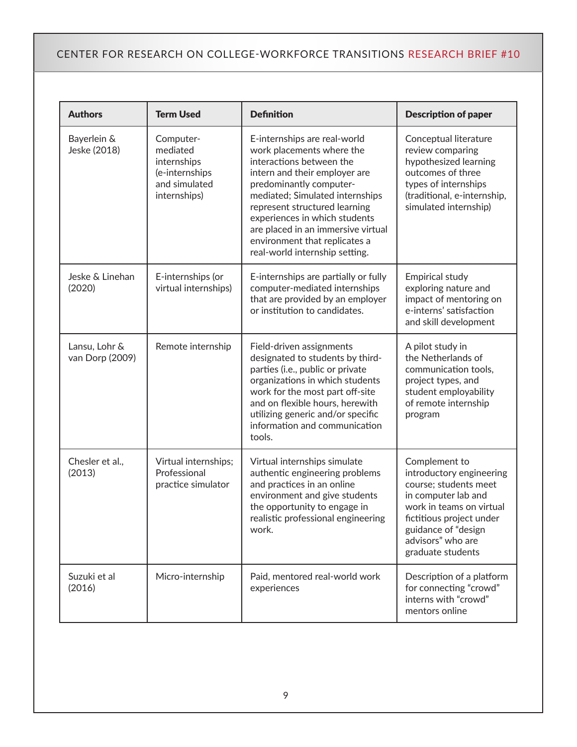| Authors | Term Used | Definition | Description of paper |
|---|---|---|---|
| Bayerlein & Jeske (2018) | Computer-mediated internships (e-internships and simulated internships) | E-internships are real-world work placements where the interactions between the intern and their employer are predominantly computer-mediated; Simulated internships represent structured learning experiences in which students are placed in an immersive virtual environment that replicates a real-world internship setting. | Conceptual literature review comparing hypothesized learning outcomes of three types of internships (traditional, e-internship, simulated internship) |
| Jeske & Linehan (2020) | E-internships (or virtual internships) | E-internships are partially or fully computer-mediated internships that are provided by an employer or institution to candidates. | Empirical study exploring nature and impact of mentoring on e-interns' satisfaction and skill development |
| Lansu, Lohr & van Dorp (2009) | Remote internship | Field-driven assignments designated to students by third-parties (i.e., public or private organizations in which students work for the most part off-site and on flexible hours, herewith utilizing generic and/or specific information and communication tools. | A pilot study in the Netherlands of communication tools, project types, and student employability of remote internship program |
| Chesler et al., (2013) | Virtual internships; Professional practice simulator | Virtual internships simulate authentic engineering problems and practices in an online environment and give students the opportunity to engage in realistic professional engineering work. | Complement to introductory engineering course; students meet in computer lab and work in teams on virtual fictitious project under guidance of "design advisors" who are graduate students |
| Suzuki et al (2016) | Micro-internship | Paid, mentored real-world work experiences | Description of a platform for connecting "crowd" interns with "crowd" mentors online |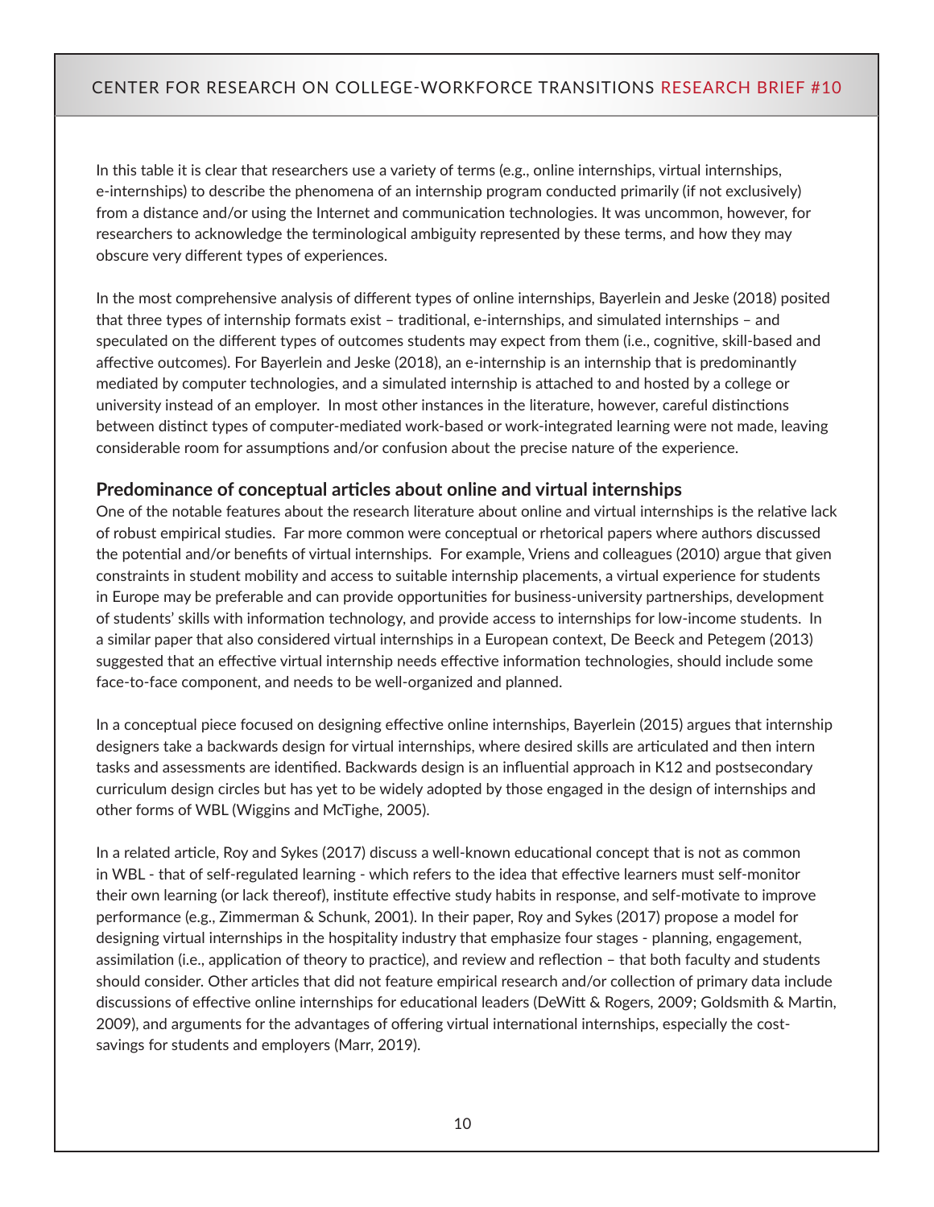In this table it is clear that researchers use a variety of terms (e.g., online internships, virtual internships, e-internships) to describe the phenomena of an internship program conducted primarily (if not exclusively) from a distance and/or using the Internet and communication technologies. It was uncommon, however, for researchers to acknowledge the terminological ambiguity represented by these terms, and how they may obscure very different types of experiences.

In the most comprehensive analysis of different types of online internships, Bayerlein and Jeske (2018) posited that three types of internship formats exist – traditional, e-internships, and simulated internships – and speculated on the different types of outcomes students may expect from them (i.e., cognitive, skill-based and affective outcomes). For Bayerlein and Jeske (2018), an e-internship is an internship that is predominantly mediated by computer technologies, and a simulated internship is attached to and hosted by a college or university instead of an employer. In most other instances in the literature, however, careful distinctions between distinct types of computer-mediated work-based or work-integrated learning were not made, leaving considerable room for assumptions and/or confusion about the precise nature of the experience.

### Predominance of conceptual articles about online and virtual internships

One of the notable features about the research literature about online and virtual internships is the relative lack of robust empirical studies. Far more common were conceptual or rhetorical papers where authors discussed the potential and/or benefits of virtual internships. For example, Vriens and colleagues (2010) argue that given constraints in student mobility and access to suitable internship placements, a virtual experience for students in Europe may be preferable and can provide opportunities for business-university partnerships, development of students' skills with information technology, and provide access to internships for low-income students. In a similar paper that also considered virtual internships in a European context, De Beeck and Petegem (2013) suggested that an effective virtual internship needs effective information technologies, should include some face-to-face component, and needs to be well-organized and planned.

In a conceptual piece focused on designing effective online internships, Bayerlein (2015) argues that internship designers take a backwards design for virtual internships, where desired skills are articulated and then intern tasks and assessments are identified. Backwards design is an influential approach in K12 and postsecondary curriculum design circles but has yet to be widely adopted by those engaged in the design of internships and other forms of WBL (Wiggins and McTighe, 2005).

In a related article, Roy and Sykes (2017) discuss a well-known educational concept that is not as common in WBL - that of self-regulated learning - which refers to the idea that effective learners must self-monitor their own learning (or lack thereof), institute effective study habits in response, and self-motivate to improve performance (e.g., Zimmerman & Schunk, 2001). In their paper, Roy and Sykes (2017) propose a model for designing virtual internships in the hospitality industry that emphasize four stages - planning, engagement, assimilation (i.e., application of theory to practice), and review and reflection – that both faculty and students should consider. Other articles that did not feature empirical research and/or collection of primary data include discussions of effective online internships for educational leaders (DeWitt & Rogers, 2009; Goldsmith & Martin, 2009), and arguments for the advantages of offering virtual international internships, especially the cost-savings for students and employers (Marr, 2019).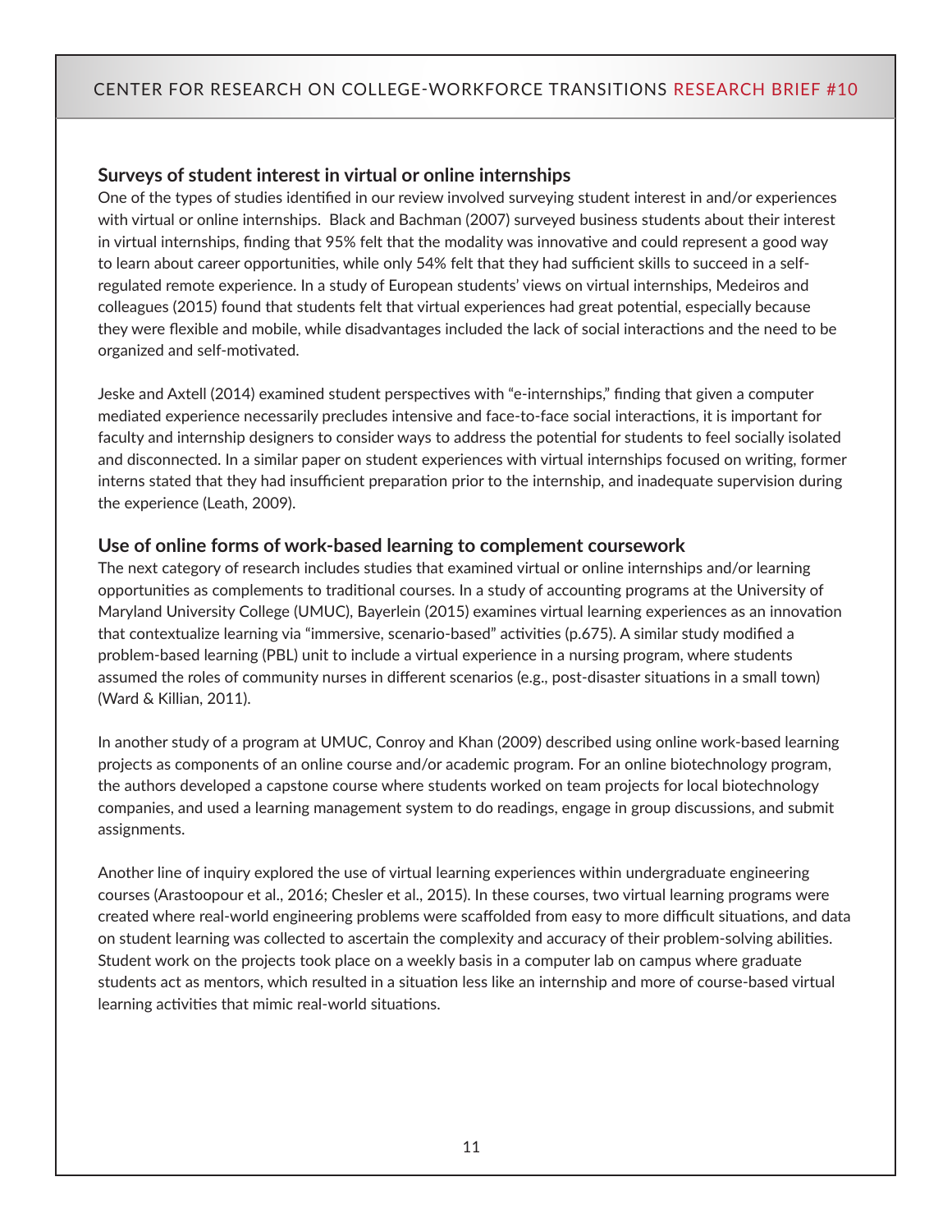### Surveys of student interest in virtual or online internships

One of the types of studies identified in our review involved surveying student interest in and/or experiences with virtual or online internships.  Black and Bachman (2007) surveyed business students about their interest in virtual internships, finding that 95% felt that the modality was innovative and could represent a good way to learn about career opportunities, while only 54% felt that they had sufficient skills to succeed in a self-regulated remote experience. In a study of European students' views on virtual internships, Medeiros and colleagues (2015) found that students felt that virtual experiences had great potential, especially because they were flexible and mobile, while disadvantages included the lack of social interactions and the need to be organized and self-motivated.

Jeske and Axtell (2014) examined student perspectives with "e-internships," finding that given a computer mediated experience necessarily precludes intensive and face-to-face social interactions, it is important for faculty and internship designers to consider ways to address the potential for students to feel socially isolated and disconnected. In a similar paper on student experiences with virtual internships focused on writing, former interns stated that they had insufficient preparation prior to the internship, and inadequate supervision during the experience (Leath, 2009).

### Use of online forms of work-based learning to complement coursework

The next category of research includes studies that examined virtual or online internships and/or learning opportunities as complements to traditional courses. In a study of accounting programs at the University of Maryland University College (UMUC), Bayerlein (2015) examines virtual learning experiences as an innovation that contextualize learning via "immersive, scenario-based" activities (p.675). A similar study modified a problem-based learning (PBL) unit to include a virtual experience in a nursing program, where students assumed the roles of community nurses in different scenarios (e.g., post-disaster situations in a small town) (Ward & Killian, 2011).

In another study of a program at UMUC, Conroy and Khan (2009) described using online work-based learning projects as components of an online course and/or academic program. For an online biotechnology program, the authors developed a capstone course where students worked on team projects for local biotechnology companies, and used a learning management system to do readings, engage in group discussions, and submit assignments.

Another line of inquiry explored the use of virtual learning experiences within undergraduate engineering courses (Arastoopour et al., 2016; Chesler et al., 2015). In these courses, two virtual learning programs were created where real-world engineering problems were scaffolded from easy to more difficult situations, and data on student learning was collected to ascertain the complexity and accuracy of their problem-solving abilities. Student work on the projects took place on a weekly basis in a computer lab on campus where graduate students act as mentors, which resulted in a situation less like an internship and more of course-based virtual learning activities that mimic real-world situations.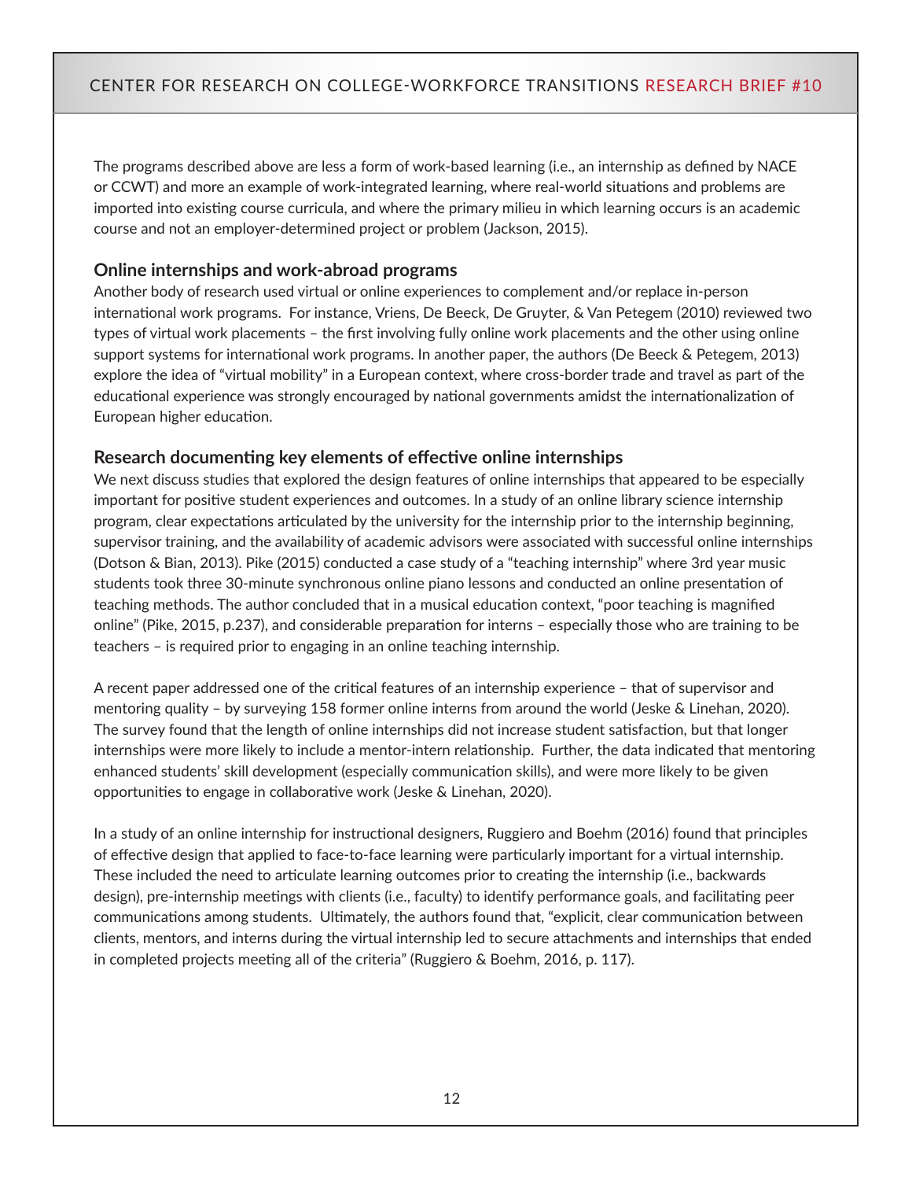The programs described above are less a form of work-based learning (i.e., an internship as defined by NACE or CCWT) and more an example of work-integrated learning, where real-world situations and problems are imported into existing course curricula, and where the primary milieu in which learning occurs is an academic course and not an employer-determined project or problem (Jackson, 2015).

### Online internships and work-abroad programs

Another body of research used virtual or online experiences to complement and/or replace in-person international work programs. For instance, Vriens, De Beeck, De Gruyter, & Van Petegem (2010) reviewed two types of virtual work placements – the first involving fully online work placements and the other using online support systems for international work programs. In another paper, the authors (De Beeck & Petegem, 2013) explore the idea of "virtual mobility" in a European context, where cross-border trade and travel as part of the educational experience was strongly encouraged by national governments amidst the internationalization of European higher education.

### Research documenting key elements of effective online internships

We next discuss studies that explored the design features of online internships that appeared to be especially important for positive student experiences and outcomes. In a study of an online library science internship program, clear expectations articulated by the university for the internship prior to the internship beginning, supervisor training, and the availability of academic advisors were associated with successful online internships (Dotson & Bian, 2013). Pike (2015) conducted a case study of a "teaching internship" where 3rd year music students took three 30-minute synchronous online piano lessons and conducted an online presentation of teaching methods. The author concluded that in a musical education context, "poor teaching is magnified online" (Pike, 2015, p.237), and considerable preparation for interns – especially those who are training to be teachers – is required prior to engaging in an online teaching internship.

A recent paper addressed one of the critical features of an internship experience – that of supervisor and mentoring quality – by surveying 158 former online interns from around the world (Jeske & Linehan, 2020). The survey found that the length of online internships did not increase student satisfaction, but that longer internships were more likely to include a mentor-intern relationship. Further, the data indicated that mentoring enhanced students' skill development (especially communication skills), and were more likely to be given opportunities to engage in collaborative work (Jeske & Linehan, 2020).

In a study of an online internship for instructional designers, Ruggiero and Boehm (2016) found that principles of effective design that applied to face-to-face learning were particularly important for a virtual internship. These included the need to articulate learning outcomes prior to creating the internship (i.e., backwards design), pre-internship meetings with clients (i.e., faculty) to identify performance goals, and facilitating peer communications among students. Ultimately, the authors found that, "explicit, clear communication between clients, mentors, and interns during the virtual internship led to secure attachments and internships that ended in completed projects meeting all of the criteria" (Ruggiero & Boehm, 2016, p. 117).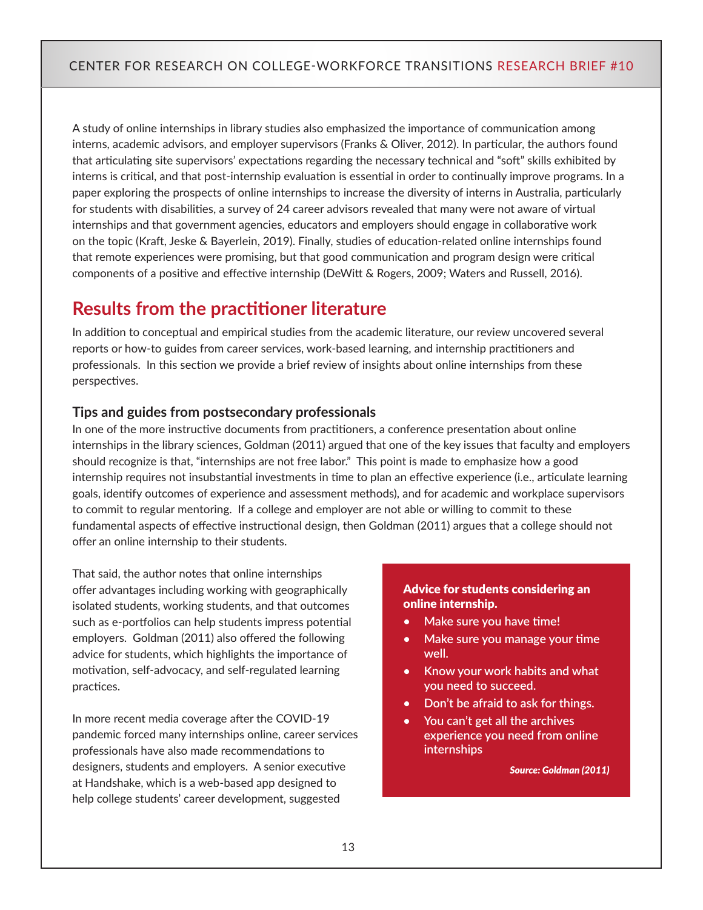A study of online internships in library studies also emphasized the importance of communication among interns, academic advisors, and employer supervisors (Franks & Oliver, 2012). In particular, the authors found that articulating site supervisors' expectations regarding the necessary technical and "soft" skills exhibited by interns is critical, and that post-internship evaluation is essential in order to continually improve programs. In a paper exploring the prospects of online internships to increase the diversity of interns in Australia, particularly for students with disabilities, a survey of 24 career advisors revealed that many were not aware of virtual internships and that government agencies, educators and employers should engage in collaborative work on the topic (Kraft, Jeske & Bayerlein, 2019). Finally, studies of education-related online internships found that remote experiences were promising, but that good communication and program design were critical components of a positive and effective internship (DeWitt & Rogers, 2009; Waters and Russell, 2016).

## Results from the practitioner literature

In addition to conceptual and empirical studies from the academic literature, our review uncovered several reports or how-to guides from career services, work-based learning, and internship practitioners and professionals. In this section we provide a brief review of insights about online internships from these perspectives.

### Tips and guides from postsecondary professionals

In one of the more instructive documents from practitioners, a conference presentation about online internships in the library sciences, Goldman (2011) argued that one of the key issues that faculty and employers should recognize is that, "internships are not free labor." This point is made to emphasize how a good internship requires not insubstantial investments in time to plan an effective experience (i.e., articulate learning goals, identify outcomes of experience and assessment methods), and for academic and workplace supervisors to commit to regular mentoring. If a college and employer are not able or willing to commit to these fundamental aspects of effective instructional design, then Goldman (2011) argues that a college should not offer an online internship to their students.

That said, the author notes that online internships offer advantages including working with geographically isolated students, working students, and that outcomes such as e-portfolios can help students impress potential employers. Goldman (2011) also offered the following advice for students, which highlights the importance of motivation, self-advocacy, and self-regulated learning practices.

**Advice for students considering an online internship.**

- Make sure you have time!
- Make sure you manage your time well.
- Know your work habits and what you need to succeed.
- Don't be afraid to ask for things.
- You can't get all the archives experience you need from online internships

*Source: Goldman (2011)*

In more recent media coverage after the COVID-19 pandemic forced many internships online, career services professionals have also made recommendations to designers, students and employers. A senior executive at Handshake, which is a web-based app designed to help college students' career development, suggested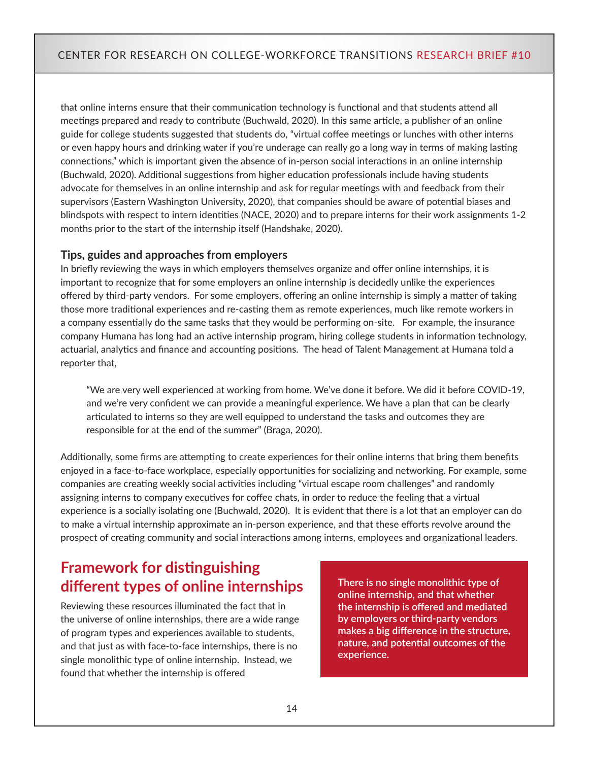that online interns ensure that their communication technology is functional and that students attend all meetings prepared and ready to contribute (Buchwald, 2020). In this same article, a publisher of an online guide for college students suggested that students do, “virtual coffee meetings or lunches with other interns or even happy hours and drinking water if you’re underage can really go a long way in terms of making lasting connections,” which is important given the absence of in-person social interactions in an online internship (Buchwald, 2020). Additional suggestions from higher education professionals include having students advocate for themselves in an online internship and ask for regular meetings with and feedback from their supervisors (Eastern Washington University, 2020), that companies should be aware of potential biases and blindspots with respect to intern identities (NACE, 2020) and to prepare interns for their work assignments 1-2 months prior to the start of the internship itself (Handshake, 2020).

### Tips, guides and approaches from employers

In briefly reviewing the ways in which employers themselves organize and offer online internships, it is important to recognize that for some employers an online internship is decidedly unlike the experiences offered by third-party vendors. For some employers, offering an online internship is simply a matter of taking those more traditional experiences and re-casting them as remote experiences, much like remote workers in a company essentially do the same tasks that they would be performing on-site. For example, the insurance company Humana has long had an active internship program, hiring college students in information technology, actuarial, analytics and finance and accounting positions. The head of Talent Management at Humana told a reporter that,

> “We are very well experienced at working from home. We’ve done it before. We did it before COVID-19, and we’re very confident we can provide a meaningful experience. We have a plan that can be clearly articulated to interns so they are well equipped to understand the tasks and outcomes they are responsible for at the end of the summer” (Braga, 2020).

Additionally, some firms are attempting to create experiences for their online interns that bring them benefits enjoyed in a face-to-face workplace, especially opportunities for socializing and networking. For example, some companies are creating weekly social activities including “virtual escape room challenges” and randomly assigning interns to company executives for coffee chats, in order to reduce the feeling that a virtual experience is a socially isolating one (Buchwald, 2020). It is evident that there is a lot that an employer can do to make a virtual internship approximate an in-person experience, and that these efforts revolve around the prospect of creating community and social interactions among interns, employees and organizational leaders.

## Framework for distinguishing different types of online internships

Reviewing these resources illuminated the fact that in the universe of online internships, there are a wide range of program types and experiences available to students, and that just as with face-to-face internships, there is no single monolithic type of online internship. Instead, we found that whether the internship is offered

**There is no single monolithic type of online internship, and that whether the internship is offered and mediated by employers or third-party vendors makes a big difference in the structure, nature, and potential outcomes of the experience.**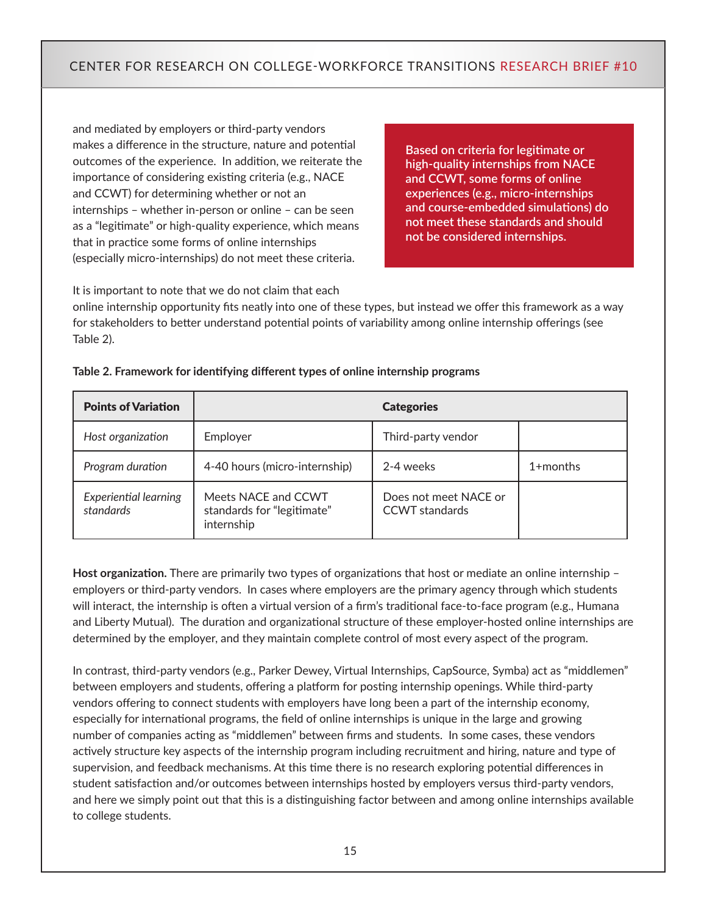and mediated by employers or third-party vendors makes a difference in the structure, nature and potential outcomes of the experience. In addition, we reiterate the importance of considering existing criteria (e.g., NACE and CCWT) for determining whether or not an internships – whether in-person or online – can be seen as a "legitimate" or high-quality experience, which means that in practice some forms of online internships (especially micro-internships) do not meet these criteria.

**Based on criteria for legitimate or high-quality internships from NACE and CCWT, some forms of online experiences (e.g., micro-internships and course-embedded simulations) do not meet these standards and should not be considered internships.**

It is important to note that we do not claim that each online internship opportunity fits neatly into one of these types, but instead we offer this framework as a way for stakeholders to better understand potential points of variability among online internship offerings (see Table 2).

**Table 2. Framework for identifying different types of online internship programs**

| Points of Variation | Categories | | |
| --- | --- | --- | --- |
| *Host organization* | Employer | Third-party vendor | |
| *Program duration* | 4-40 hours (micro-internship) | 2-4 weeks | 1+months |
| *Experiential learning standards* | Meets NACE and CCWT standards for "legitimate" internship | Does not meet NACE or CCWT standards | |

**Host organization.** There are primarily two types of organizations that host or mediate an online internship – employers or third-party vendors. In cases where employers are the primary agency through which students will interact, the internship is often a virtual version of a firm's traditional face-to-face program (e.g., Humana and Liberty Mutual). The duration and organizational structure of these employer-hosted online internships are determined by the employer, and they maintain complete control of most every aspect of the program.

In contrast, third-party vendors (e.g., Parker Dewey, Virtual Internships, CapSource, Symba) act as "middlemen" between employers and students, offering a platform for posting internship openings. While third-party vendors offering to connect students with employers have long been a part of the internship economy, especially for international programs, the field of online internships is unique in the large and growing number of companies acting as "middlemen" between firms and students. In some cases, these vendors actively structure key aspects of the internship program including recruitment and hiring, nature and type of supervision, and feedback mechanisms. At this time there is no research exploring potential differences in student satisfaction and/or outcomes between internships hosted by employers versus third-party vendors, and here we simply point out that this is a distinguishing factor between and among online internships available to college students.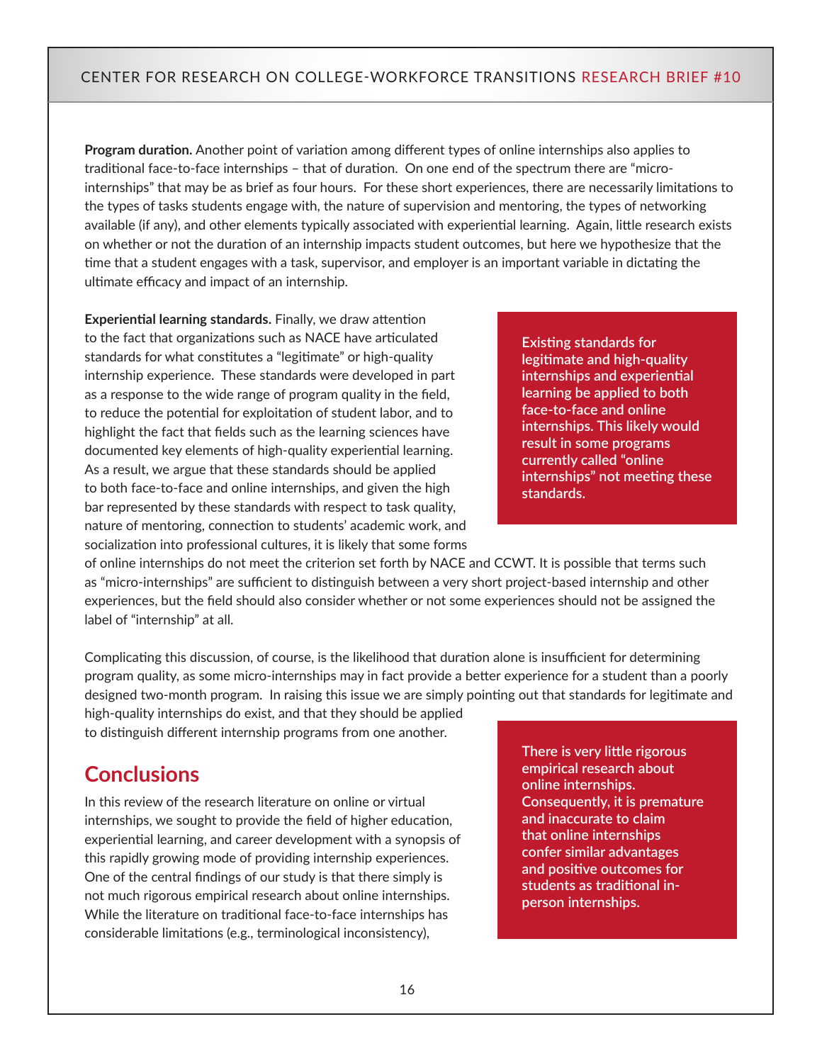**Program duration.** Another point of variation among different types of online internships also applies to traditional face-to-face internships – that of duration. On one end of the spectrum there are "micro-internships" that may be as brief as four hours. For these short experiences, there are necessarily limitations to the types of tasks students engage with, the nature of supervision and mentoring, the types of networking available (if any), and other elements typically associated with experiential learning. Again, little research exists on whether or not the duration of an internship impacts student outcomes, but here we hypothesize that the time that a student engages with a task, supervisor, and employer is an important variable in dictating the ultimate efficacy and impact of an internship.

**Experiential learning standards.** Finally, we draw attention to the fact that organizations such as NACE have articulated standards for what constitutes a "legitimate" or high-quality internship experience. These standards were developed in part as a response to the wide range of program quality in the field, to reduce the potential for exploitation of student labor, and to highlight the fact that fields such as the learning sciences have documented key elements of high-quality experiential learning. As a result, we argue that these standards should be applied to both face-to-face and online internships, and given the high bar represented by these standards with respect to task quality, nature of mentoring, connection to students' academic work, and socialization into professional cultures, it is likely that some forms of online internships do not meet the criterion set forth by NACE and CCWT. It is possible that terms such as "micro-internships" are sufficient to distinguish between a very short project-based internship and other experiences, but the field should also consider whether or not some experiences should not be assigned the label of "internship" at all.

> **Existing standards for legitimate and high-quality internships and experiential learning be applied to both face-to-face and online internships. This likely would result in some programs currently called "online internships" not meeting these standards.**

Complicating this discussion, of course, is the likelihood that duration alone is insufficient for determining program quality, as some micro-internships may in fact provide a better experience for a student than a poorly designed two-month program. In raising this issue we are simply pointing out that standards for legitimate and high-quality internships do exist, and that they should be applied to distinguish different internship programs from one another.

## Conclusions

In this review of the research literature on online or virtual internships, we sought to provide the field of higher education, experiential learning, and career development with a synopsis of this rapidly growing mode of providing internship experiences. One of the central findings of our study is that there simply is not much rigorous empirical research about online internships. While the literature on traditional face-to-face internships has considerable limitations (e.g., terminological inconsistency),

> **There is very little rigorous empirical research about online internships. Consequently, it is premature and inaccurate to claim that online internships confer similar advantages and positive outcomes for students as traditional in-person internships.**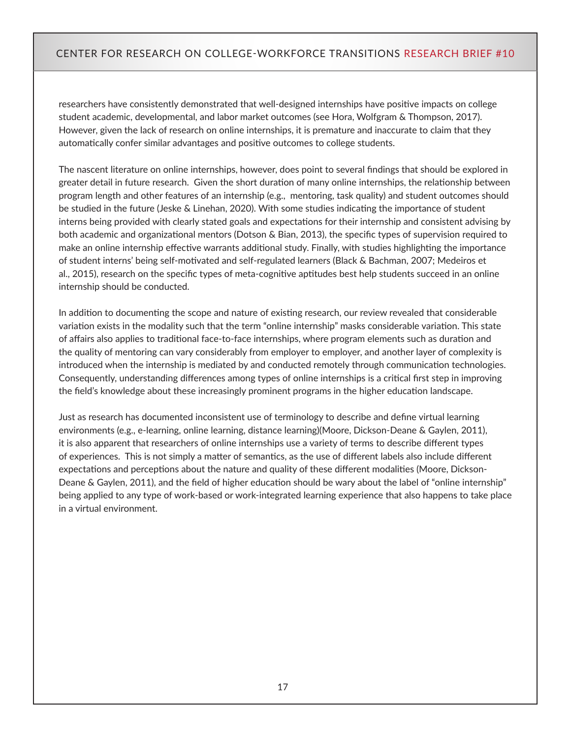researchers have consistently demonstrated that well-designed internships have positive impacts on college student academic, developmental, and labor market outcomes (see Hora, Wolfgram & Thompson, 2017). However, given the lack of research on online internships, it is premature and inaccurate to claim that they automatically confer similar advantages and positive outcomes to college students.

The nascent literature on online internships, however, does point to several findings that should be explored in greater detail in future research. Given the short duration of many online internships, the relationship between program length and other features of an internship (e.g., mentoring, task quality) and student outcomes should be studied in the future (Jeske & Linehan, 2020). With some studies indicating the importance of student interns being provided with clearly stated goals and expectations for their internship and consistent advising by both academic and organizational mentors (Dotson & Bian, 2013), the specific types of supervision required to make an online internship effective warrants additional study. Finally, with studies highlighting the importance of student interns' being self-motivated and self-regulated learners (Black & Bachman, 2007; Medeiros et al., 2015), research on the specific types of meta-cognitive aptitudes best help students succeed in an online internship should be conducted.

In addition to documenting the scope and nature of existing research, our review revealed that considerable variation exists in the modality such that the term "online internship" masks considerable variation. This state of affairs also applies to traditional face-to-face internships, where program elements such as duration and the quality of mentoring can vary considerably from employer to employer, and another layer of complexity is introduced when the internship is mediated by and conducted remotely through communication technologies. Consequently, understanding differences among types of online internships is a critical first step in improving the field's knowledge about these increasingly prominent programs in the higher education landscape.

Just as research has documented inconsistent use of terminology to describe and define virtual learning environments (e.g., e-learning, online learning, distance learning)(Moore, Dickson-Deane & Gaylen, 2011), it is also apparent that researchers of online internships use a variety of terms to describe different types of experiences. This is not simply a matter of semantics, as the use of different labels also include different expectations and perceptions about the nature and quality of these different modalities (Moore, Dickson-Deane & Gaylen, 2011), and the field of higher education should be wary about the label of "online internship" being applied to any type of work-based or work-integrated learning experience that also happens to take place in a virtual environment.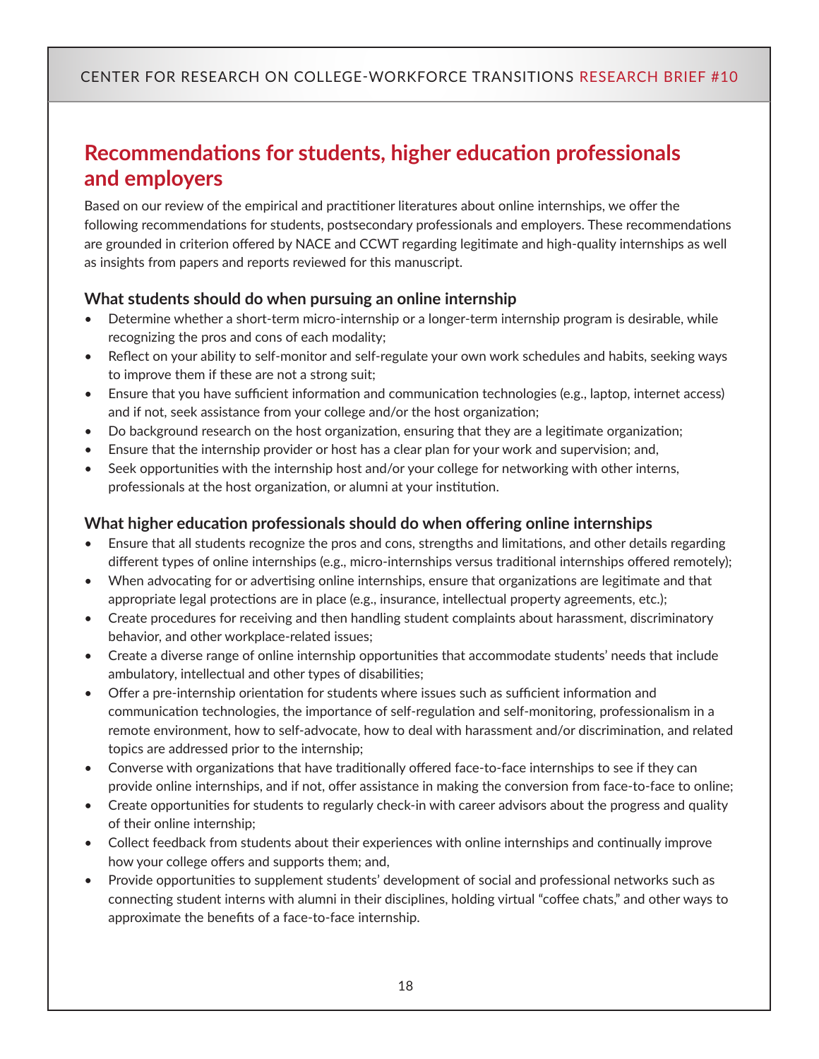## Recommendations for students, higher education professionals and employers

Based on our review of the empirical and practitioner literatures about online internships, we offer the following recommendations for students, postsecondary professionals and employers. These recommendations are grounded in criterion offered by NACE and CCWT regarding legitimate and high-quality internships as well as insights from papers and reports reviewed for this manuscript.

### What students should do when pursuing an online internship

- Determine whether a short-term micro-internship or a longer-term internship program is desirable, while recognizing the pros and cons of each modality;
- Reflect on your ability to self-monitor and self-regulate your own work schedules and habits, seeking ways to improve them if these are not a strong suit;
- Ensure that you have sufficient information and communication technologies (e.g., laptop, internet access) and if not, seek assistance from your college and/or the host organization;
- Do background research on the host organization, ensuring that they are a legitimate organization;
- Ensure that the internship provider or host has a clear plan for your work and supervision; and,
- Seek opportunities with the internship host and/or your college for networking with other interns, professionals at the host organization, or alumni at your institution.

### What higher education professionals should do when offering online internships

- Ensure that all students recognize the pros and cons, strengths and limitations, and other details regarding different types of online internships (e.g., micro-internships versus traditional internships offered remotely);
- When advocating for or advertising online internships, ensure that organizations are legitimate and that appropriate legal protections are in place (e.g., insurance, intellectual property agreements, etc.);
- Create procedures for receiving and then handling student complaints about harassment, discriminatory behavior, and other workplace-related issues;
- Create a diverse range of online internship opportunities that accommodate students' needs that include ambulatory, intellectual and other types of disabilities;
- Offer a pre-internship orientation for students where issues such as sufficient information and communication technologies, the importance of self-regulation and self-monitoring, professionalism in a remote environment, how to self-advocate, how to deal with harassment and/or discrimination, and related topics are addressed prior to the internship;
- Converse with organizations that have traditionally offered face-to-face internships to see if they can provide online internships, and if not, offer assistance in making the conversion from face-to-face to online;
- Create opportunities for students to regularly check-in with career advisors about the progress and quality of their online internship;
- Collect feedback from students about their experiences with online internships and continually improve how your college offers and supports them; and,
- Provide opportunities to supplement students' development of social and professional networks such as connecting student interns with alumni in their disciplines, holding virtual "coffee chats," and other ways to approximate the benefits of a face-to-face internship.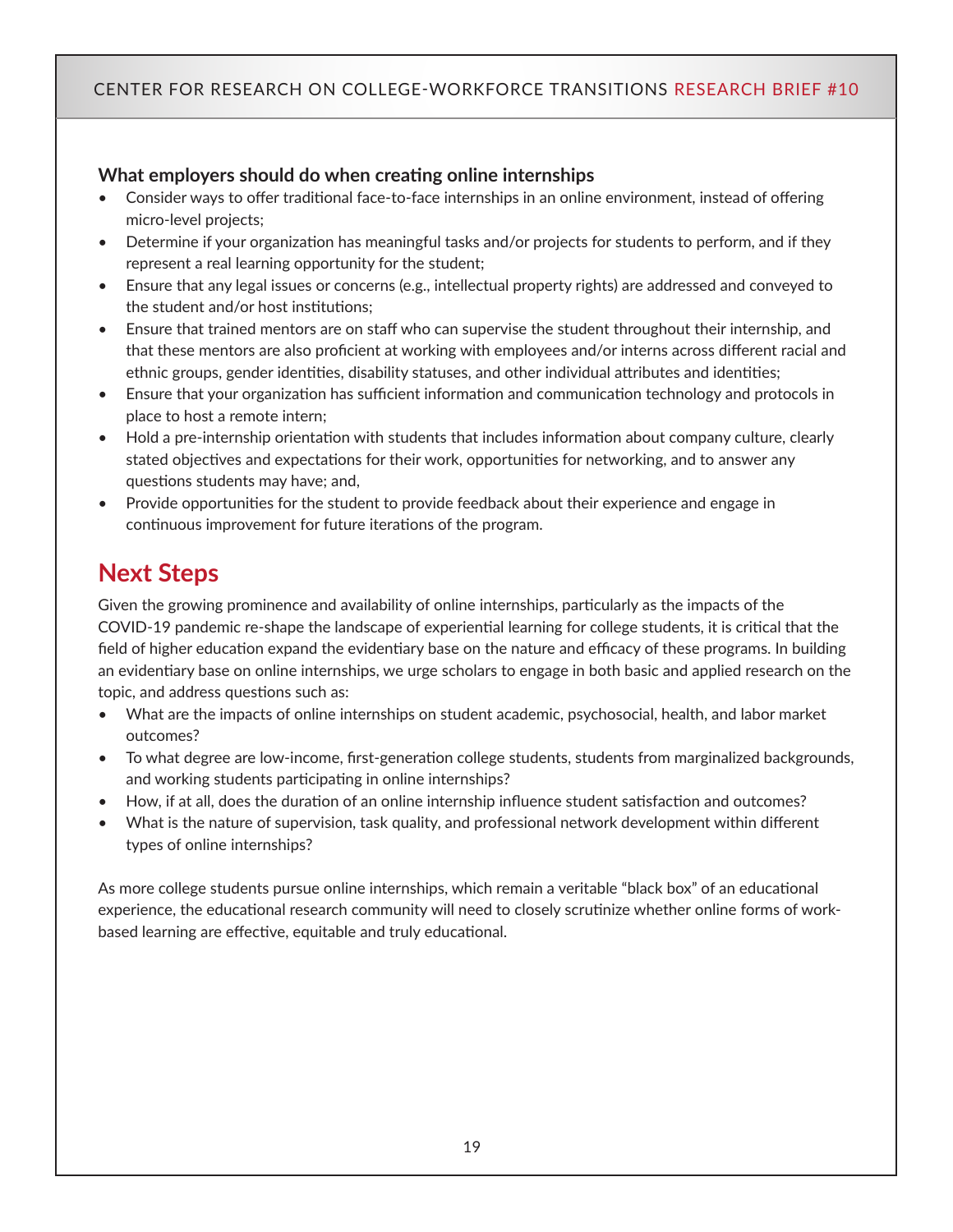**What employers should do when creating online internships**

- Consider ways to offer traditional face-to-face internships in an online environment, instead of offering micro-level projects;
- Determine if your organization has meaningful tasks and/or projects for students to perform, and if they represent a real learning opportunity for the student;
- Ensure that any legal issues or concerns (e.g., intellectual property rights) are addressed and conveyed to the student and/or host institutions;
- Ensure that trained mentors are on staff who can supervise the student throughout their internship, and that these mentors are also proficient at working with employees and/or interns across different racial and ethnic groups, gender identities, disability statuses, and other individual attributes and identities;
- Ensure that your organization has sufficient information and communication technology and protocols in place to host a remote intern;
- Hold a pre-internship orientation with students that includes information about company culture, clearly stated objectives and expectations for their work, opportunities for networking, and to answer any questions students may have; and,
- Provide opportunities for the student to provide feedback about their experience and engage in continuous improvement for future iterations of the program.

## Next Steps

Given the growing prominence and availability of online internships, particularly as the impacts of the COVID-19 pandemic re-shape the landscape of experiential learning for college students, it is critical that the field of higher education expand the evidentiary base on the nature and efficacy of these programs. In building an evidentiary base on online internships, we urge scholars to engage in both basic and applied research on the topic, and address questions such as:

- What are the impacts of online internships on student academic, psychosocial, health, and labor market outcomes?
- To what degree are low-income, first-generation college students, students from marginalized backgrounds, and working students participating in online internships?
- How, if at all, does the duration of an online internship influence student satisfaction and outcomes?
- What is the nature of supervision, task quality, and professional network development within different types of online internships?

As more college students pursue online internships, which remain a veritable "black box" of an educational experience, the educational research community will need to closely scrutinize whether online forms of work-based learning are effective, equitable and truly educational.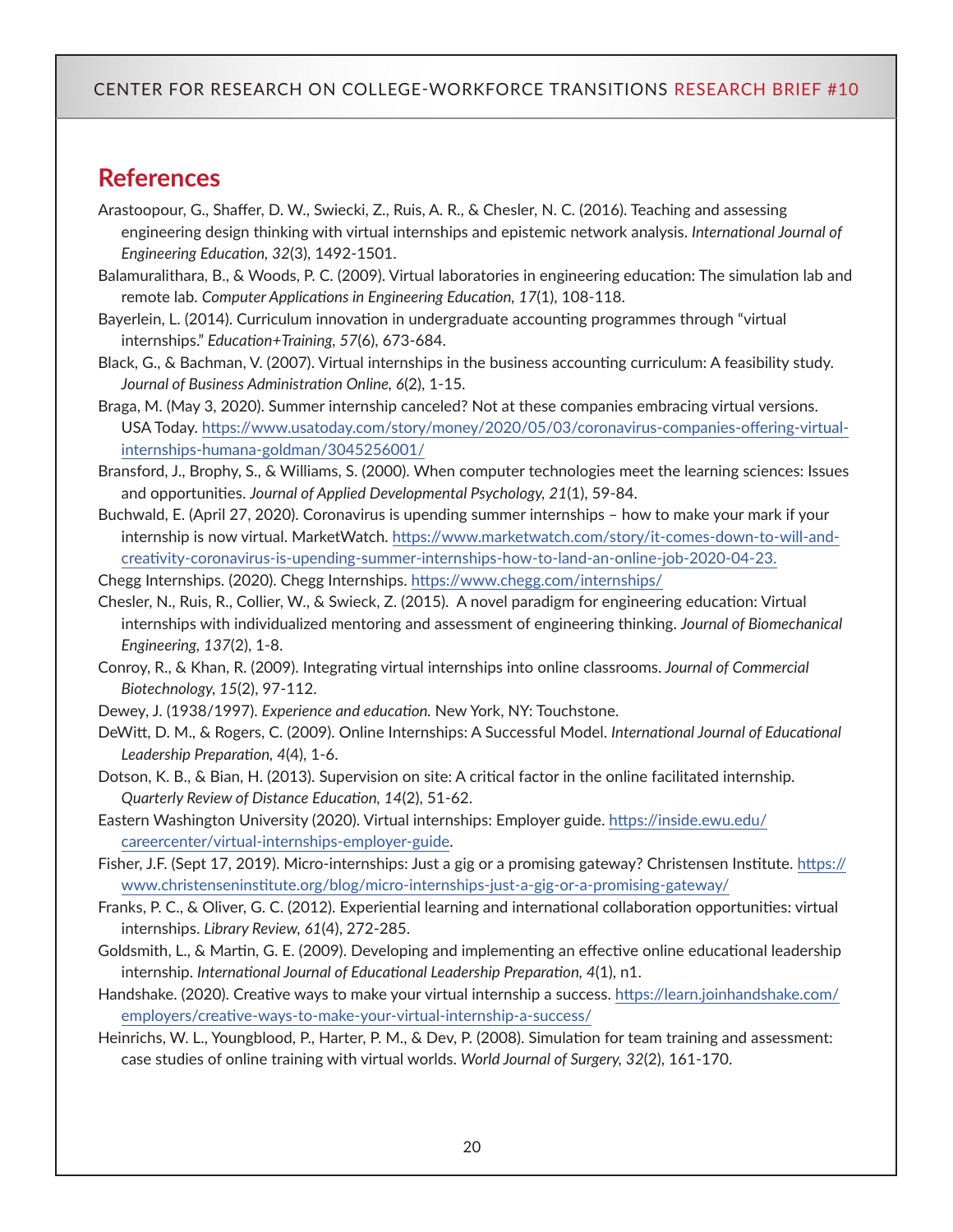## References

Arastoopour, G., Shaffer, D. W., Swiecki, Z., Ruis, A. R., & Chesler, N. C. (2016). Teaching and assessing engineering design thinking with virtual internships and epistemic network analysis. *International Journal of Engineering Education, 32*(3), 1492-1501.

Balamuralithara, B., & Woods, P. C. (2009). Virtual laboratories in engineering education: The simulation lab and remote lab. *Computer Applications in Engineering Education, 17*(1), 108-118.

Bayerlein, L. (2014). Curriculum innovation in undergraduate accounting programmes through "virtual internships." *Education+Training, 57*(6), 673-684.

Black, G., & Bachman, V. (2007). Virtual internships in the business accounting curriculum: A feasibility study. *Journal of Business Administration Online, 6*(2), 1-15.

Braga, M. (May 3, 2020). Summer internship canceled? Not at these companies embracing virtual versions. USA Today. https://www.usatoday.com/story/money/2020/05/03/coronavirus-companies-offering-virtual-internships-humana-goldman/3045256001/

Bransford, J., Brophy, S., & Williams, S. (2000). When computer technologies meet the learning sciences: Issues and opportunities. *Journal of Applied Developmental Psychology, 21*(1), 59-84.

Buchwald, E. (April 27, 2020). Coronavirus is upending summer internships – how to make your mark if your internship is now virtual. MarketWatch. https://www.marketwatch.com/story/it-comes-down-to-will-and-creativity-coronavirus-is-upending-summer-internships-how-to-land-an-online-job-2020-04-23.

Chegg Internships. (2020). Chegg Internships. https://www.chegg.com/internships/

Chesler, N., Ruis, R., Collier, W., & Swieck, Z. (2015). A novel paradigm for engineering education: Virtual internships with individualized mentoring and assessment of engineering thinking. *Journal of Biomechanical Engineering, 137*(2), 1-8.

Conroy, R., & Khan, R. (2009). Integrating virtual internships into online classrooms. *Journal of Commercial Biotechnology, 15*(2), 97-112.

Dewey, J. (1938/1997). *Experience and education.* New York, NY: Touchstone.

DeWitt, D. M., & Rogers, C. (2009). Online Internships: A Successful Model. *International Journal of Educational Leadership Preparation, 4*(4), 1-6.

Dotson, K. B., & Bian, H. (2013). Supervision on site: A critical factor in the online facilitated internship. *Quarterly Review of Distance Education, 14*(2), 51-62.

Eastern Washington University (2020). Virtual internships: Employer guide. https://inside.ewu.edu/careercenter/virtual-internships-employer-guide.

Fisher, J.F. (Sept 17, 2019). Micro-internships: Just a gig or a promising gateway? Christensen Institute. https://www.christenseninstitute.org/blog/micro-internships-just-a-gig-or-a-promising-gateway/

Franks, P. C., & Oliver, G. C. (2012). Experiential learning and international collaboration opportunities: virtual internships. *Library Review, 61*(4), 272-285.

Goldsmith, L., & Martin, G. E. (2009). Developing and implementing an effective online educational leadership internship. *International Journal of Educational Leadership Preparation, 4*(1), n1.

Handshake. (2020). Creative ways to make your virtual internship a success. https://learn.joinhandshake.com/employers/creative-ways-to-make-your-virtual-internship-a-success/

Heinrichs, W. L., Youngblood, P., Harter, P. M., & Dev, P. (2008). Simulation for team training and assessment: case studies of online training with virtual worlds. *World Journal of Surgery, 32*(2), 161-170.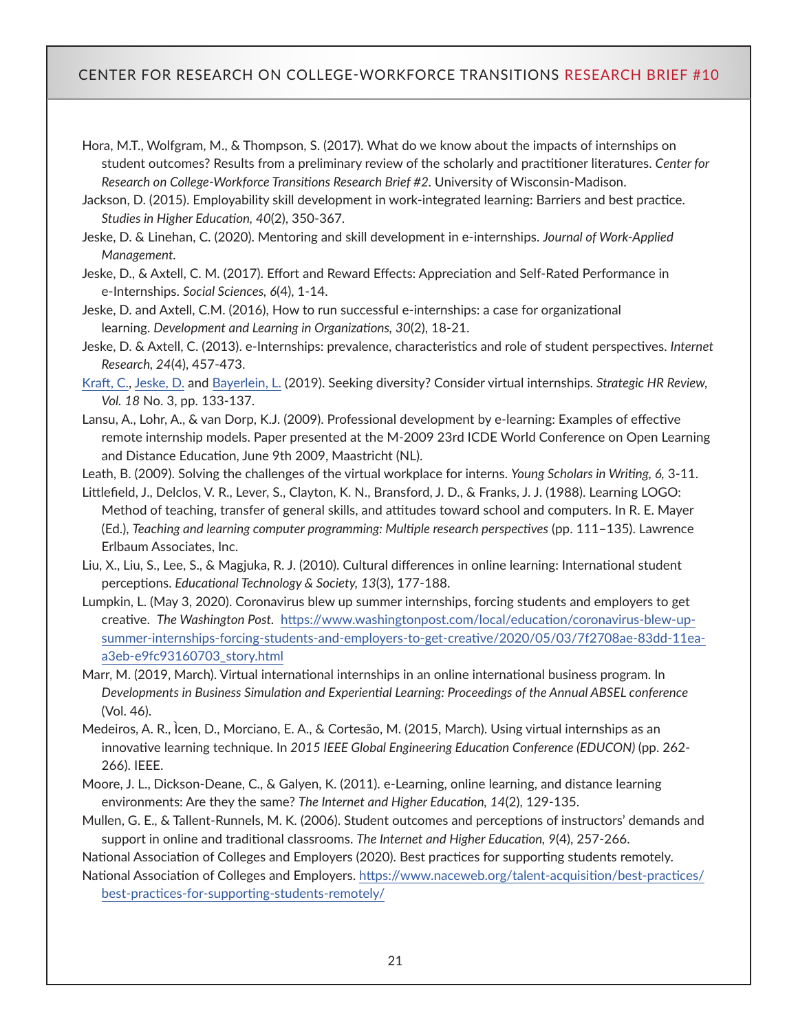Hora, M.T., Wolfgram, M., & Thompson, S. (2017). What do we know about the impacts of internships on student outcomes? Results from a preliminary review of the scholarly and practitioner literatures. *Center for Research on College-Workforce Transitions Research Brief #2*. University of Wisconsin-Madison.

Jackson, D. (2015). Employability skill development in work-integrated learning: Barriers and best practice. *Studies in Higher Education, 40*(2), 350-367.

Jeske, D. & Linehan, C. (2020). Mentoring and skill development in e-internships. *Journal of Work-Applied Management*.

Jeske, D., & Axtell, C. M. (2017). Effort and Reward Effects: Appreciation and Self-Rated Performance in e-Internships. *Social Sciences, 6*(4), 1-14.

Jeske, D. and Axtell, C.M. (2016), How to run successful e-internships: a case for organizational learning. *Development and Learning in Organizations, 30*(2), 18-21.

Jeske, D. & Axtell, C. (2013). e-Internships: prevalence, characteristics and role of student perspectives. *Internet Research, 24*(4), 457-473.

Kraft, C., Jeske, D. and Bayerlein, L. (2019). Seeking diversity? Consider virtual internships. *Strategic HR Review, Vol. 18* No. 3, pp. 133-137.

Lansu, A., Lohr, A., & van Dorp, K.J. (2009). Professional development by e-learning: Examples of effective remote internship models. Paper presented at the M-2009 23rd ICDE World Conference on Open Learning and Distance Education, June 9th 2009, Maastricht (NL).

Leath, B. (2009). Solving the challenges of the virtual workplace for interns. *Young Scholars in Writing, 6*, 3-11.

Littlefield, J., Delclos, V. R., Lever, S., Clayton, K. N., Bransford, J. D., & Franks, J. J. (1988). Learning LOGO: Method of teaching, transfer of general skills, and attitudes toward school and computers. In R. E. Mayer (Ed.), *Teaching and learning computer programming: Multiple research perspectives* (pp. 111–135). Lawrence Erlbaum Associates, Inc.

Liu, X., Liu, S., Lee, S., & Magjuka, R. J. (2010). Cultural differences in online learning: International student perceptions. *Educational Technology & Society, 13*(3), 177-188.

Lumpkin, L. (May 3, 2020). Coronavirus blew up summer internships, forcing students and employers to get creative. *The Washington Post*. https://www.washingtonpost.com/local/education/coronavirus-blew-up-summer-internships-forcing-students-and-employers-to-get-creative/2020/05/03/7f2708ae-83dd-11ea-a3eb-e9fc93160703_story.html

Marr, M. (2019, March). Virtual international internships in an online international business program. In *Developments in Business Simulation and Experiential Learning: Proceedings of the Annual ABSEL conference* (Vol. 46).

Medeiros, A. R., Ìcen, D., Morciano, E. A., & Cortesão, M. (2015, March). Using virtual internships as an innovative learning technique. In *2015 IEEE Global Engineering Education Conference (EDUCON)* (pp. 262-266). IEEE.

Moore, J. L., Dickson-Deane, C., & Galyen, K. (2011). e-Learning, online learning, and distance learning environments: Are they the same? *The Internet and Higher Education, 14*(2), 129-135.

Mullen, G. E., & Tallent-Runnels, M. K. (2006). Student outcomes and perceptions of instructors' demands and support in online and traditional classrooms. *The Internet and Higher Education, 9*(4), 257-266.

National Association of Colleges and Employers (2020). Best practices for supporting students remotely. National Association of Colleges and Employers. https://www.naceweb.org/talent-acquisition/best-practices/best-practices-for-supporting-students-remotely/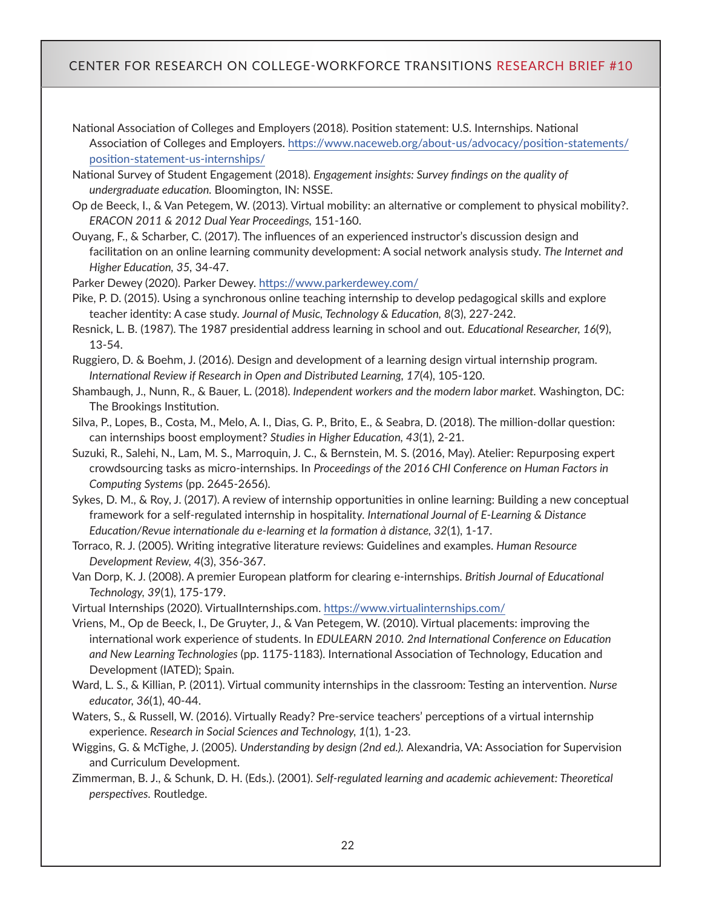National Association of Colleges and Employers (2018). Position statement: U.S. Internships. National Association of Colleges and Employers. https://www.naceweb.org/about-us/advocacy/position-statements/position-statement-us-internships/

National Survey of Student Engagement (2018). *Engagement insights: Survey findings on the quality of undergraduate education.* Bloomington, IN: NSSE.

Op de Beeck, I., & Van Petegem, W. (2013). Virtual mobility: an alternative or complement to physical mobility?. *ERACON 2011 & 2012 Dual Year Proceedings*, 151-160.

Ouyang, F., & Scharber, C. (2017). The influences of an experienced instructor's discussion design and facilitation on an online learning community development: A social network analysis study. *The Internet and Higher Education*, *35*, 34-47.

Parker Dewey (2020). Parker Dewey. https://www.parkerdewey.com/

Pike, P. D. (2015). Using a synchronous online teaching internship to develop pedagogical skills and explore teacher identity: A case study. *Journal of Music, Technology & Education*, *8*(3), 227-242.

Resnick, L. B. (1987). The 1987 presidential address learning in school and out. *Educational Researcher*, *16*(9), 13-54.

Ruggiero, D. & Boehm, J. (2016). Design and development of a learning design virtual internship program. *International Review if Research in Open and Distributed Learning*, *17*(4), 105-120.

Shambaugh, J., Nunn, R., & Bauer, L. (2018). *Independent workers and the modern labor market.* Washington, DC: The Brookings Institution.

Silva, P., Lopes, B., Costa, M., Melo, A. I., Dias, G. P., Brito, E., & Seabra, D. (2018). The million-dollar question: can internships boost employment? *Studies in Higher Education*, *43*(1), 2-21.

Suzuki, R., Salehi, N., Lam, M. S., Marroquin, J. C., & Bernstein, M. S. (2016, May). Atelier: Repurposing expert crowdsourcing tasks as micro-internships. In *Proceedings of the 2016 CHI Conference on Human Factors in Computing Systems* (pp. 2645-2656).

Sykes, D. M., & Roy, J. (2017). A review of internship opportunities in online learning: Building a new conceptual framework for a self-regulated internship in hospitality. *International Journal of E-Learning & Distance Education/Revue internationale du e-learning et la formation à distance*, *32*(1), 1-17.

Torraco, R. J. (2005). Writing integrative literature reviews: Guidelines and examples. *Human Resource Development Review*, *4*(3), 356-367.

Van Dorp, K. J. (2008). A premier European platform for clearing e-internships. *British Journal of Educational Technology*, *39*(1), 175-179.

Virtual Internships (2020). VirtualInternships.com. https://www.virtualinternships.com/

Vriens, M., Op de Beeck, I., De Gruyter, J., & Van Petegem, W. (2010). Virtual placements: improving the international work experience of students. In *EDULEARN 2010. 2nd International Conference on Education and New Learning Technologies* (pp. 1175-1183). International Association of Technology, Education and Development (IATED); Spain.

Ward, L. S., & Killian, P. (2011). Virtual community internships in the classroom: Testing an intervention. *Nurse educator*, *36*(1), 40-44.

Waters, S., & Russell, W. (2016). Virtually Ready? Pre-service teachers' perceptions of a virtual internship experience. *Research in Social Sciences and Technology*, *1*(1), 1-23.

Wiggins, G. & McTighe, J. (2005). *Understanding by design (2nd ed.).* Alexandria, VA: Association for Supervision and Curriculum Development.

Zimmerman, B. J., & Schunk, D. H. (Eds.). (2001). *Self-regulated learning and academic achievement: Theoretical perspectives.* Routledge.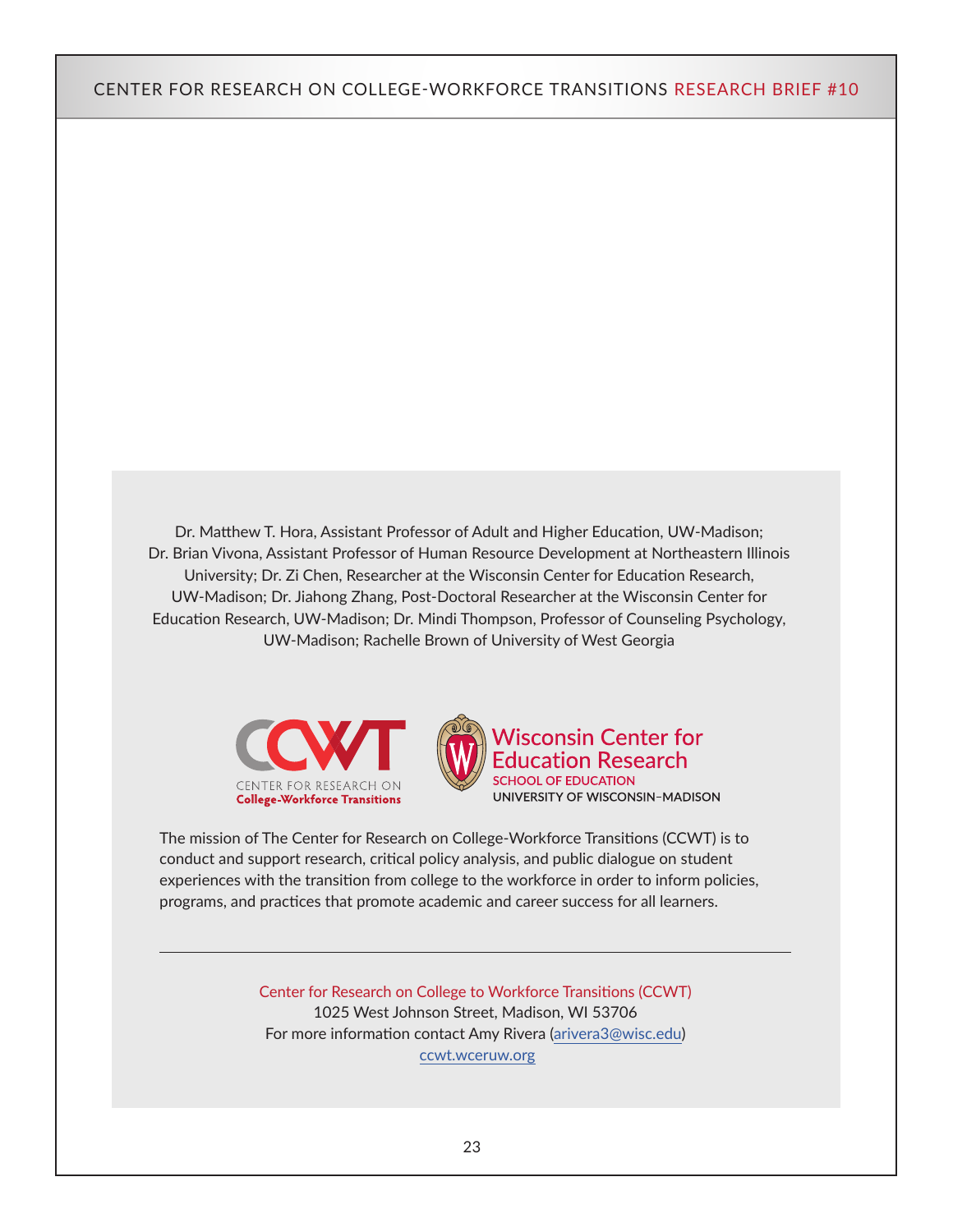Dr. Matthew T. Hora, Assistant Professor of Adult and Higher Education, UW-Madison; Dr. Brian Vivona, Assistant Professor of Human Resource Development at Northeastern Illinois University; Dr. Zi Chen, Researcher at the Wisconsin Center for Education Research, UW-Madison; Dr. Jiahong Zhang, Post-Doctoral Researcher at the Wisconsin Center for Education Research, UW-Madison; Dr. Mindi Thompson, Professor of Counseling Psychology, UW-Madison; Rachelle Brown of University of West Georgia

CCWT
CENTER FOR RESEARCH ON
College-Workforce Transitions

Wisconsin Center for Education Research
SCHOOL OF EDUCATION
UNIVERSITY OF WISCONSIN–MADISON

The mission of The Center for Research on College-Workforce Transitions (CCWT) is to conduct and support research, critical policy analysis, and public dialogue on student experiences with the transition from college to the workforce in order to inform policies, programs, and practices that promote academic and career success for all learners.

---

Center for Research on College to Workforce Transitions (CCWT)
1025 West Johnson Street, Madison, WI 53706
For more information contact Amy Rivera (arivera3@wisc.edu)
ccwt.wceruw.org